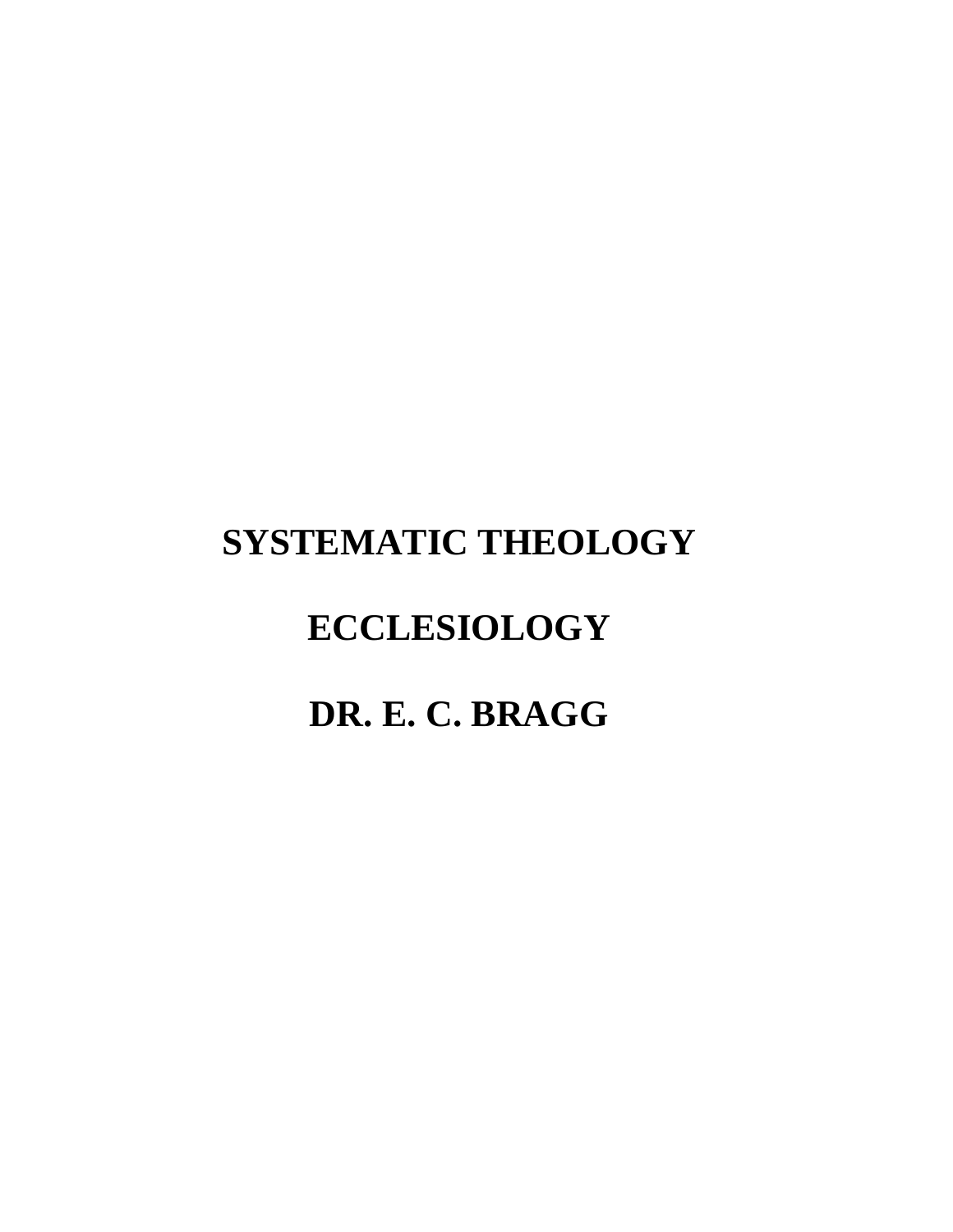# SYSTEMATIC THEOLOGY

# ECCLESIOLOGY

# DR. E. C. BRAGG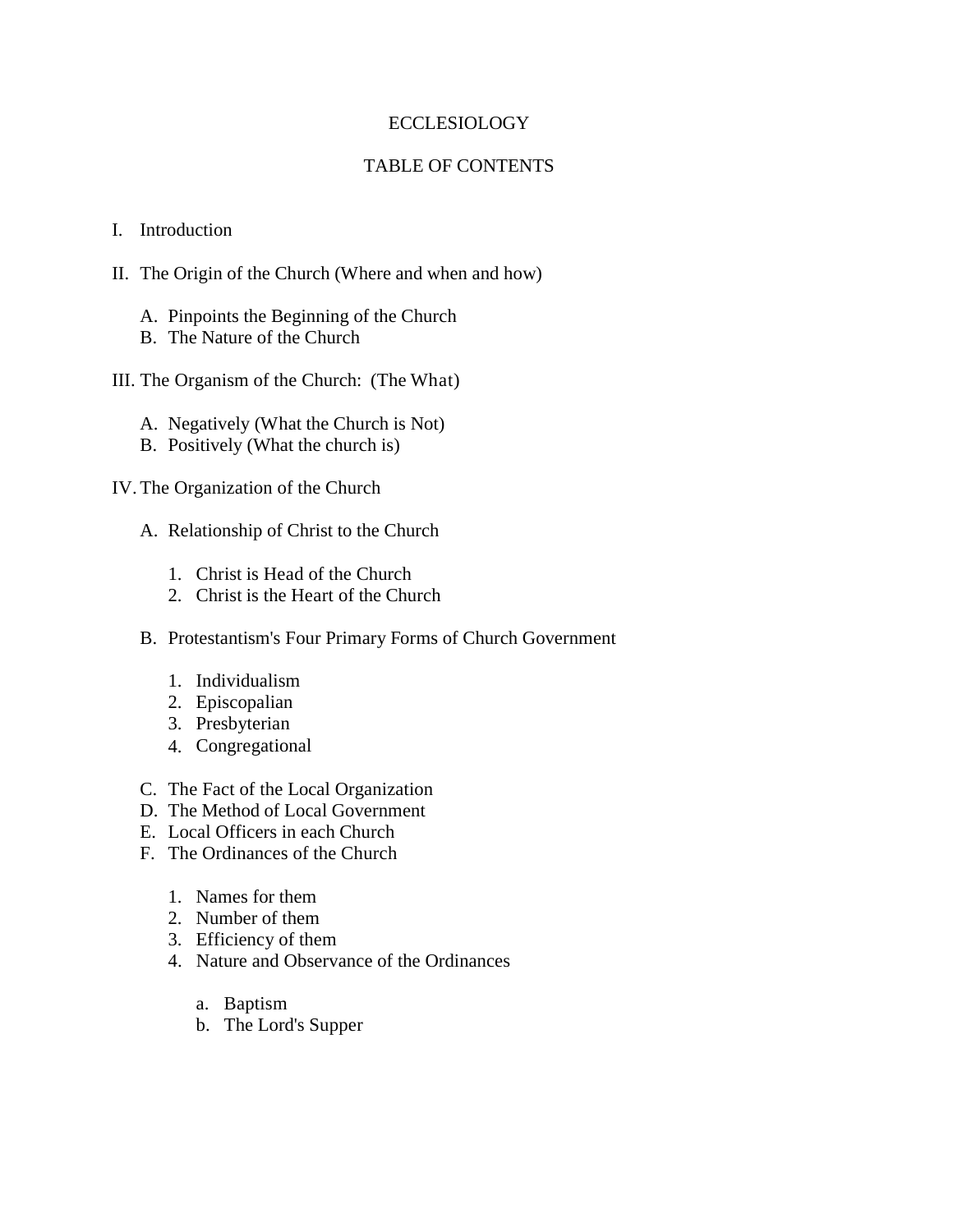# ECCLESIOLOGY

## TABLE OF CONTENTS

I. Introduction

II. The Origin of the Church (Where and when and how)

   A. Pinpoints the Beginning of the Church
   B. The Nature of the Church

III. The Organism of the Church: (The What)

   A. Negatively (What the Church is Not)
   B. Positively (What the church is)

IV. The Organization of the Church

   A. Relationship of Christ to the Church

      1. Christ is Head of the Church
      2. Christ is the Heart of the Church

   B. Protestantism's Four Primary Forms of Church Government

      1. Individualism
      2. Episcopalian
      3. Presbyterian
      4. Congregational

   C. The Fact of the Local Organization
   D. The Method of Local Government
   E. Local Officers in each Church
   F. The Ordinances of the Church

      1. Names for them
      2. Number of them
      3. Efficiency of them
      4. Nature and Observance of the Ordinances

         a. Baptism
         b. The Lord's Supper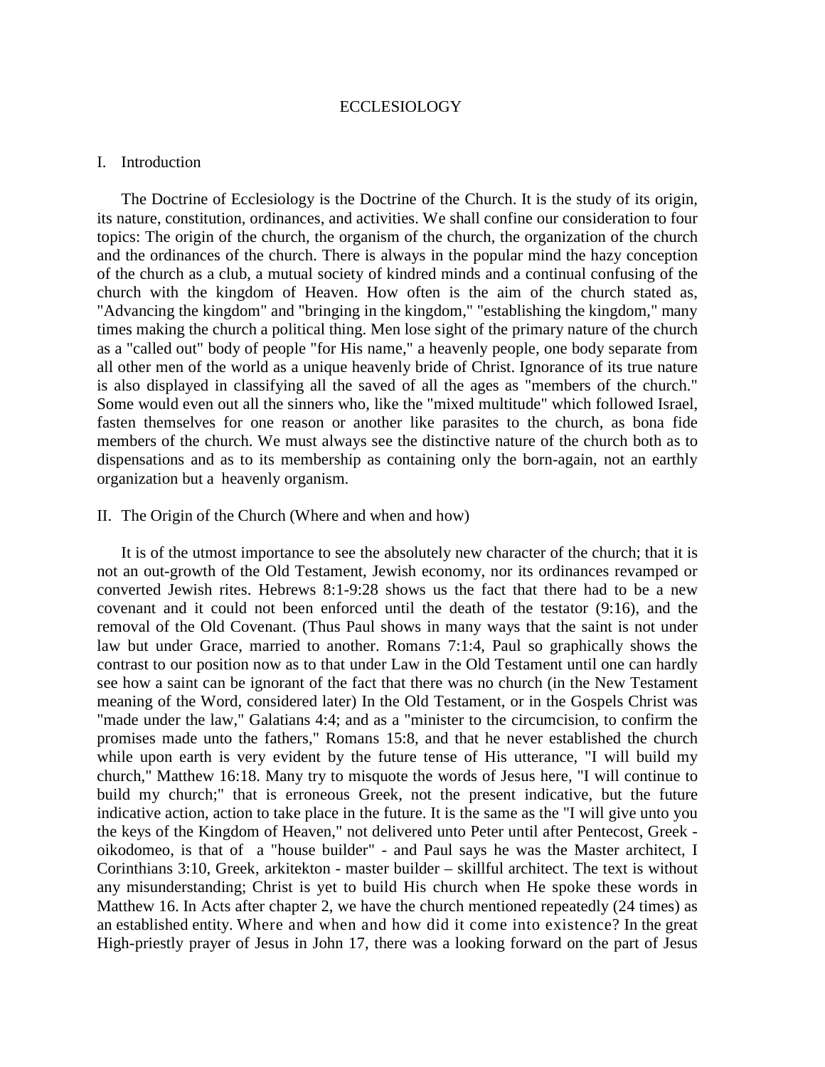# ECCLESIOLOGY

## I. Introduction

The Doctrine of Ecclesiology is the Doctrine of the Church. It is the study of its origin, its nature, constitution, ordinances, and activities. We shall confine our consideration to four topics: The origin of the church, the organism of the church, the organization of the church and the ordinances of the church. There is always in the popular mind the hazy conception of the church as a club, a mutual society of kindred minds and a continual confusing of the church with the kingdom of Heaven. How often is the aim of the church stated as, "Advancing the kingdom" and "bringing in the kingdom," "establishing the kingdom," many times making the church a political thing. Men lose sight of the primary nature of the church as a "called out" body of people "for His name," a heavenly people, one body separate from all other men of the world as a unique heavenly bride of Christ. Ignorance of its true nature is also displayed in classifying all the saved of all the ages as "members of the church." Some would even out all the sinners who, like the "mixed multitude" which followed Israel, fasten themselves for one reason or another like parasites to the church, as bona fide members of the church. We must always see the distinctive nature of the church both as to dispensations and as to its membership as containing only the born-again, not an earthly organization but a heavenly organism.

## II. The Origin of the Church (Where and when and how)

It is of the utmost importance to see the absolutely new character of the church; that it is not an out-growth of the Old Testament, Jewish economy, nor its ordinances revamped or converted Jewish rites. Hebrews 8:1-9:28 shows us the fact that there had to be a new covenant and it could not been enforced until the death of the testator (9:16), and the removal of the Old Covenant. (Thus Paul shows in many ways that the saint is not under law but under Grace, married to another. Romans 7:1:4, Paul so graphically shows the contrast to our position now as to that under Law in the Old Testament until one can hardly see how a saint can be ignorant of the fact that there was no church (in the New Testament meaning of the Word, considered later) In the Old Testament, or in the Gospels Christ was "made under the law," Galatians 4:4; and as a "minister to the circumcision, to confirm the promises made unto the fathers," Romans 15:8, and that he never established the church while upon earth is very evident by the future tense of His utterance, "I will build my church," Matthew 16:18. Many try to misquote the words of Jesus here, "I will continue to build my church;" that is erroneous Greek, not the present indicative, but the future indicative action, action to take place in the future. It is the same as the "I will give unto you the keys of the Kingdom of Heaven," not delivered unto Peter until after Pentecost, Greek - oikodomeo, is that of a "house builder" - and Paul says he was the Master architect, I Corinthians 3:10, Greek, arkitekton - master builder – skillful architect. The text is without any misunderstanding; Christ is yet to build His church when He spoke these words in Matthew 16. In Acts after chapter 2, we have the church mentioned repeatedly (24 times) as an established entity. Where and when and how did it come into existence? In the great High-priestly prayer of Jesus in John 17, there was a looking forward on the part of Jesus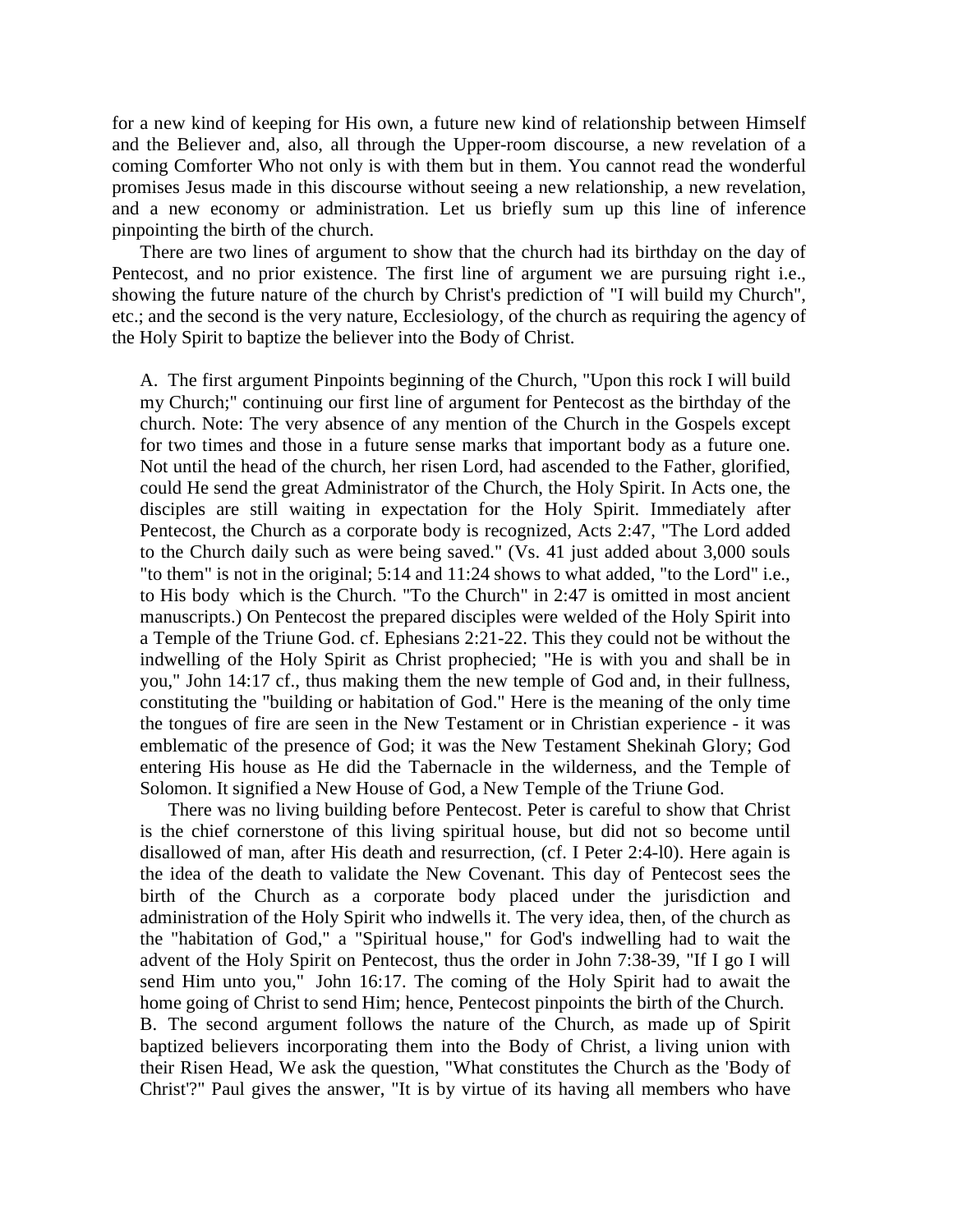for a new kind of keeping for His own, a future new kind of relationship between Himself and the Believer and, also, all through the Upper-room discourse, a new revelation of a coming Comforter Who not only is with them but in them. You cannot read the wonderful promises Jesus made in this discourse without seeing a new relationship, a new revelation, and a new economy or administration. Let us briefly sum up this line of inference pinpointing the birth of the church.

There are two lines of argument to show that the church had its birthday on the day of Pentecost, and no prior existence. The first line of argument we are pursuing right i.e., showing the future nature of the church by Christ's prediction of "I will build my Church", etc.; and the second is the very nature, Ecclesiology, of the church as requiring the agency of the Holy Spirit to baptize the believer into the Body of Christ.

A. The first argument Pinpoints beginning of the Church, "Upon this rock I will build my Church;" continuing our first line of argument for Pentecost as the birthday of the church. Note: The very absence of any mention of the Church in the Gospels except for two times and those in a future sense marks that important body as a future one. Not until the head of the church, her risen Lord, had ascended to the Father, glorified, could He send the great Administrator of the Church, the Holy Spirit. In Acts one, the disciples are still waiting in expectation for the Holy Spirit. Immediately after Pentecost, the Church as a corporate body is recognized, Acts 2:47, "The Lord added to the Church daily such as were being saved." (Vs. 41 just added about 3,000 souls "to them" is not in the original; 5:14 and 11:24 shows to what added, "to the Lord" i.e., to His body which is the Church. "To the Church" in 2:47 is omitted in most ancient manuscripts.) On Pentecost the prepared disciples were welded of the Holy Spirit into a Temple of the Triune God. cf. Ephesians 2:21-22. This they could not be without the indwelling of the Holy Spirit as Christ prophecied; "He is with you and shall be in you," John 14:17 cf., thus making them the new temple of God and, in their fullness, constituting the "building or habitation of God." Here is the meaning of the only time the tongues of fire are seen in the New Testament or in Christian experience - it was emblematic of the presence of God; it was the New Testament Shekinah Glory; God entering His house as He did the Tabernacle in the wilderness, and the Temple of Solomon. It signified a New House of God, a New Temple of the Triune God.

There was no living building before Pentecost. Peter is careful to show that Christ is the chief cornerstone of this living spiritual house, but did not so become until disallowed of man, after His death and resurrection, (cf. I Peter 2:4-l0). Here again is the idea of the death to validate the New Covenant. This day of Pentecost sees the birth of the Church as a corporate body placed under the jurisdiction and administration of the Holy Spirit who indwells it. The very idea, then, of the church as the "habitation of God," a "Spiritual house," for God's indwelling had to wait the advent of the Holy Spirit on Pentecost, thus the order in John 7:38-39, "If I go I will send Him unto you," John 16:17. The coming of the Holy Spirit had to await the home going of Christ to send Him; hence, Pentecost pinpoints the birth of the Church.

B. The second argument follows the nature of the Church, as made up of Spirit baptized believers incorporating them into the Body of Christ, a living union with their Risen Head, We ask the question, "What constitutes the Church as the 'Body of Christ'?" Paul gives the answer, "It is by virtue of its having all members who have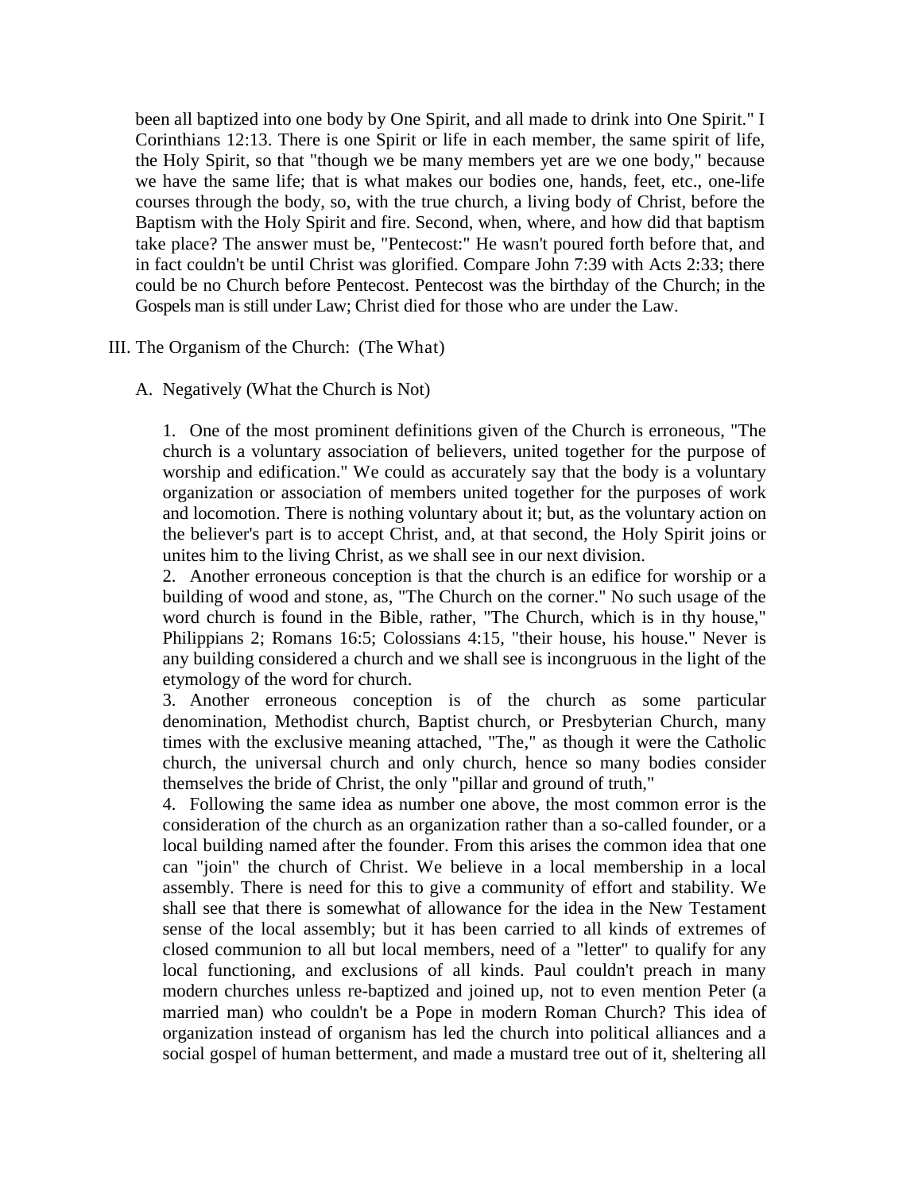been all baptized into one body by One Spirit, and all made to drink into One Spirit." I Corinthians 12:13. There is one Spirit or life in each member, the same spirit of life, the Holy Spirit, so that "though we be many members yet are we one body," because we have the same life; that is what makes our bodies one, hands, feet, etc., one-life courses through the body, so, with the true church, a living body of Christ, before the Baptism with the Holy Spirit and fire. Second, when, where, and how did that baptism take place? The answer must be, "Pentecost:" He wasn't poured forth before that, and in fact couldn't be until Christ was glorified. Compare John 7:39 with Acts 2:33; there could be no Church before Pentecost. Pentecost was the birthday of the Church; in the Gospels man is still under Law; Christ died for those who are under the Law.

III. The Organism of the Church: (The What)

A. Negatively (What the Church is Not)

1. One of the most prominent definitions given of the Church is erroneous, "The church is a voluntary association of believers, united together for the purpose of worship and edification." We could as accurately say that the body is a voluntary organization or association of members united together for the purposes of work and locomotion. There is nothing voluntary about it; but, as the voluntary action on the believer's part is to accept Christ, and, at that second, the Holy Spirit joins or unites him to the living Christ, as we shall see in our next division.

2. Another erroneous conception is that the church is an edifice for worship or a building of wood and stone, as, "The Church on the corner." No such usage of the word church is found in the Bible, rather, "The Church, which is in thy house," Philippians 2; Romans 16:5; Colossians 4:15, "their house, his house." Never is any building considered a church and we shall see is incongruous in the light of the etymology of the word for church.

3. Another erroneous conception is of the church as some particular denomination, Methodist church, Baptist church, or Presbyterian Church, many times with the exclusive meaning attached, "The," as though it were the Catholic church, the universal church and only church, hence so many bodies consider themselves the bride of Christ, the only "pillar and ground of truth,"

4. Following the same idea as number one above, the most common error is the consideration of the church as an organization rather than a so-called founder, or a local building named after the founder. From this arises the common idea that one can "join" the church of Christ. We believe in a local membership in a local assembly. There is need for this to give a community of effort and stability. We shall see that there is somewhat of allowance for the idea in the New Testament sense of the local assembly; but it has been carried to all kinds of extremes of closed communion to all but local members, need of a "letter" to qualify for any local functioning, and exclusions of all kinds. Paul couldn't preach in many modern churches unless re-baptized and joined up, not to even mention Peter (a married man) who couldn't be a Pope in modern Roman Church? This idea of organization instead of organism has led the church into political alliances and a social gospel of human betterment, and made a mustard tree out of it, sheltering all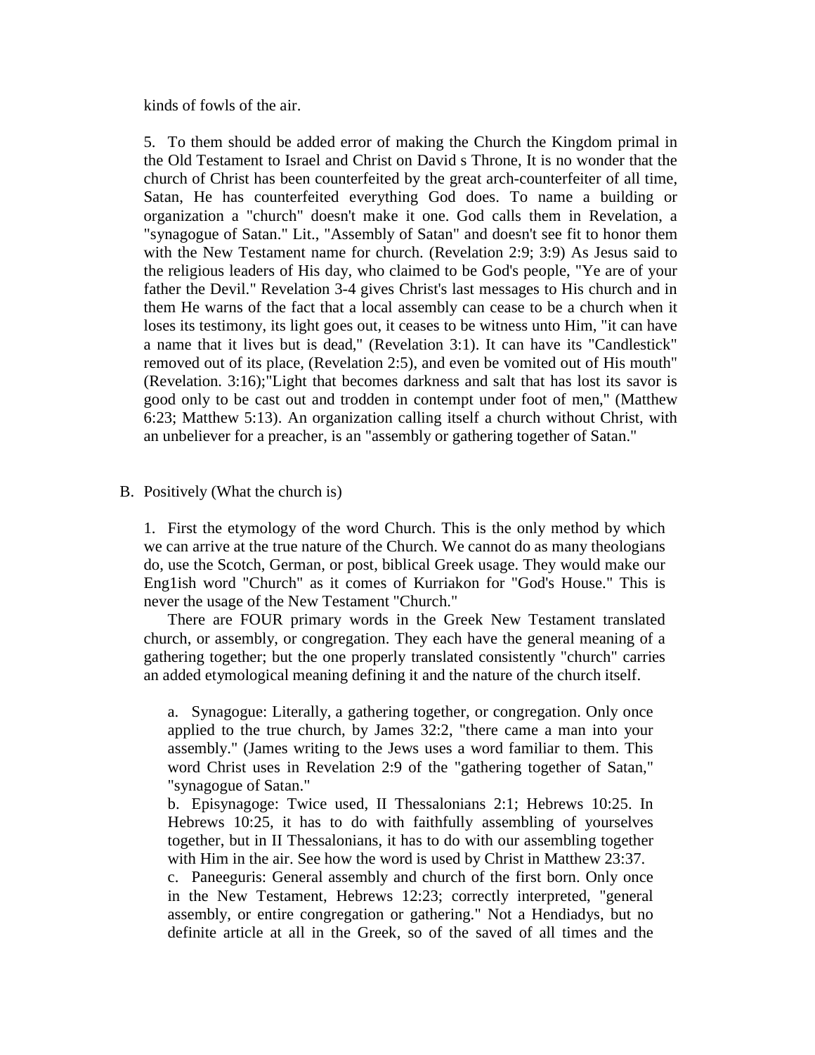kinds of fowls of the air.

5. To them should be added error of making the Church the Kingdom primal in the Old Testament to Israel and Christ on David s Throne, It is no wonder that the church of Christ has been counterfeited by the great arch-counterfeiter of all time, Satan, He has counterfeited everything God does. To name a building or organization a "church" doesn't make it one. God calls them in Revelation, a "synagogue of Satan." Lit., "Assembly of Satan" and doesn't see fit to honor them with the New Testament name for church. (Revelation 2:9; 3:9) As Jesus said to the religious leaders of His day, who claimed to be God's people, "Ye are of your father the Devil." Revelation 3-4 gives Christ's last messages to His church and in them He warns of the fact that a local assembly can cease to be a church when it loses its testimony, its light goes out, it ceases to be witness unto Him, "it can have a name that it lives but is dead," (Revelation 3:1). It can have its "Candlestick" removed out of its place, (Revelation 2:5), and even be vomited out of His mouth" (Revelation. 3:16);"Light that becomes darkness and salt that has lost its savor is good only to be cast out and trodden in contempt under foot of men," (Matthew 6:23; Matthew 5:13). An organization calling itself a church without Christ, with an unbeliever for a preacher, is an "assembly or gathering together of Satan."

B. Positively (What the church is)

1. First the etymology of the word Church. This is the only method by which we can arrive at the true nature of the Church. We cannot do as many theologians do, use the Scotch, German, or post, biblical Greek usage. They would make our Eng1ish word "Church" as it comes of Kurriakon for "God's House." This is never the usage of the New Testament "Church."

There are FOUR primary words in the Greek New Testament translated church, or assembly, or congregation. They each have the general meaning of a gathering together; but the one properly translated consistently "church" carries an added etymological meaning defining it and the nature of the church itself.

a. Synagogue: Literally, a gathering together, or congregation. Only once applied to the true church, by James 32:2, "there came a man into your assembly." (James writing to the Jews uses a word familiar to them. This word Christ uses in Revelation 2:9 of the "gathering together of Satan," "synagogue of Satan."

b. Episynagoge: Twice used, II Thessalonians 2:1; Hebrews 10:25. In Hebrews 10:25, it has to do with faithfully assembling of yourselves together, but in II Thessalonians, it has to do with our assembling together with Him in the air. See how the word is used by Christ in Matthew 23:37.

c. Paneeguris: General assembly and church of the first born. Only once in the New Testament, Hebrews 12:23; correctly interpreted, "general assembly, or entire congregation or gathering." Not a Hendiadys, but no definite article at all in the Greek, so of the saved of all times and the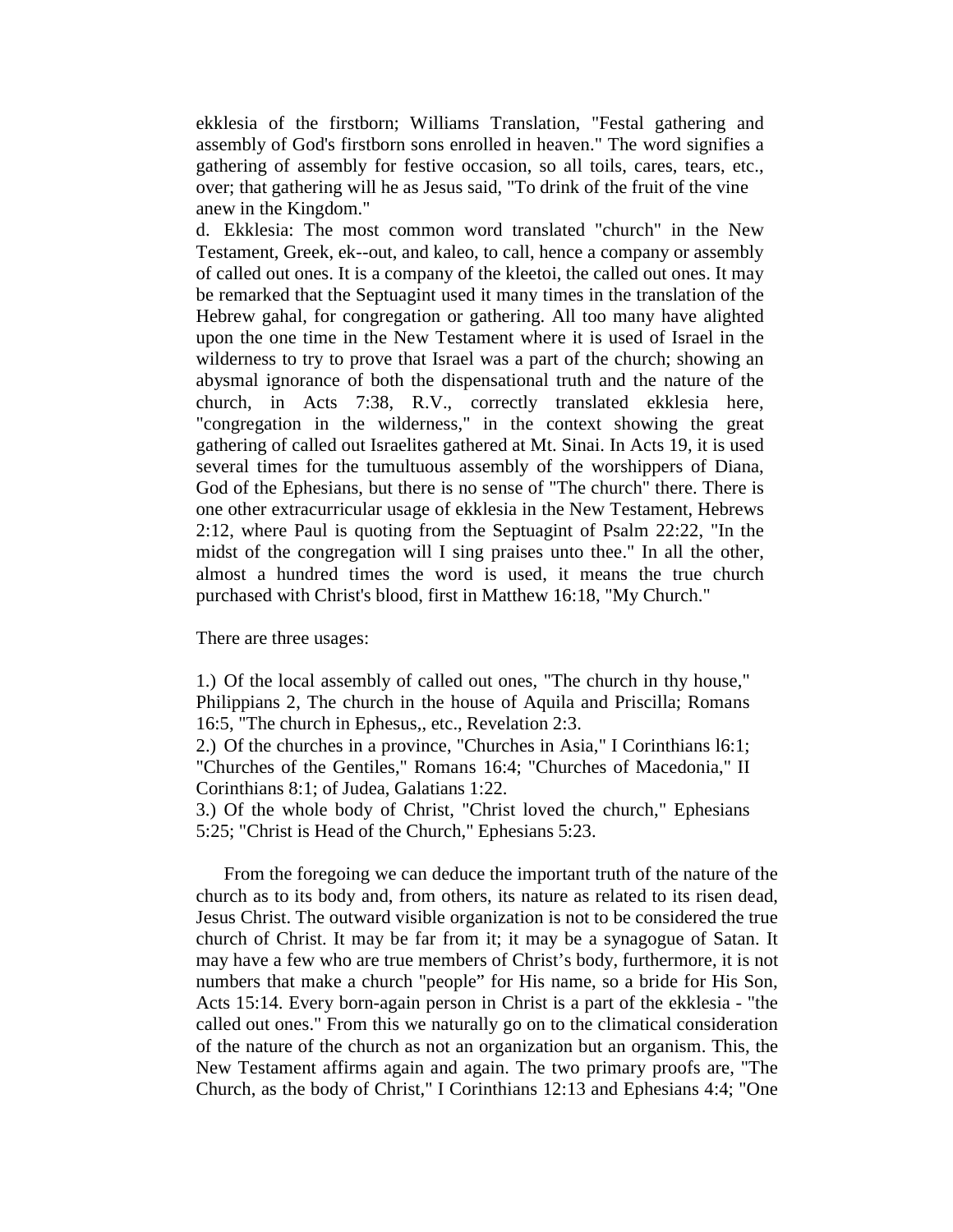ekklesia of the firstborn; Williams Translation, "Festal gathering and assembly of God's firstborn sons enrolled in heaven." The word signifies a gathering of assembly for festive occasion, so all toils, cares, tears, etc., over; that gathering will he as Jesus said, "To drink of the fruit of the vine anew in the Kingdom."

d. Ekklesia: The most common word translated "church" in the New Testament, Greek, ek--out, and kaleo, to call, hence a company or assembly of called out ones. It is a company of the kleetoi, the called out ones. It may be remarked that the Septuagint used it many times in the translation of the Hebrew gahal, for congregation or gathering. All too many have alighted upon the one time in the New Testament where it is used of Israel in the wilderness to try to prove that Israel was a part of the church; showing an abysmal ignorance of both the dispensational truth and the nature of the church, in Acts 7:38, R.V., correctly translated ekklesia here, "congregation in the wilderness," in the context showing the great gathering of called out Israelites gathered at Mt. Sinai. In Acts 19, it is used several times for the tumultuous assembly of the worshippers of Diana, God of the Ephesians, but there is no sense of "The church" there. There is one other extracurricular usage of ekklesia in the New Testament, Hebrews 2:12, where Paul is quoting from the Septuagint of Psalm 22:22, "In the midst of the congregation will I sing praises unto thee." In all the other, almost a hundred times the word is used, it means the true church purchased with Christ's blood, first in Matthew 16:18, "My Church."

There are three usages:

1.) Of the local assembly of called out ones, "The church in thy house," Philippians 2, The church in the house of Aquila and Priscilla; Romans 16:5, "The church in Ephesus,, etc., Revelation 2:3.
2.) Of the churches in a province, "Churches in Asia," I Corinthians l6:1; "Churches of the Gentiles," Romans 16:4; "Churches of Macedonia," II Corinthians 8:1; of Judea, Galatians 1:22.
3.) Of the whole body of Christ, "Christ loved the church," Ephesians 5:25; "Christ is Head of the Church," Ephesians 5:23.

From the foregoing we can deduce the important truth of the nature of the church as to its body and, from others, its nature as related to its risen dead, Jesus Christ. The outward visible organization is not to be considered the true church of Christ. It may be far from it; it may be a synagogue of Satan. It may have a few who are true members of Christ's body, furthermore, it is not numbers that make a church "people" for His name, so a bride for His Son, Acts 15:14. Every born-again person in Christ is a part of the ekklesia - "the called out ones." From this we naturally go on to the climatical consideration of the nature of the church as not an organization but an organism. This, the New Testament affirms again and again. The two primary proofs are, "The Church, as the body of Christ," I Corinthians 12:13 and Ephesians 4:4; "One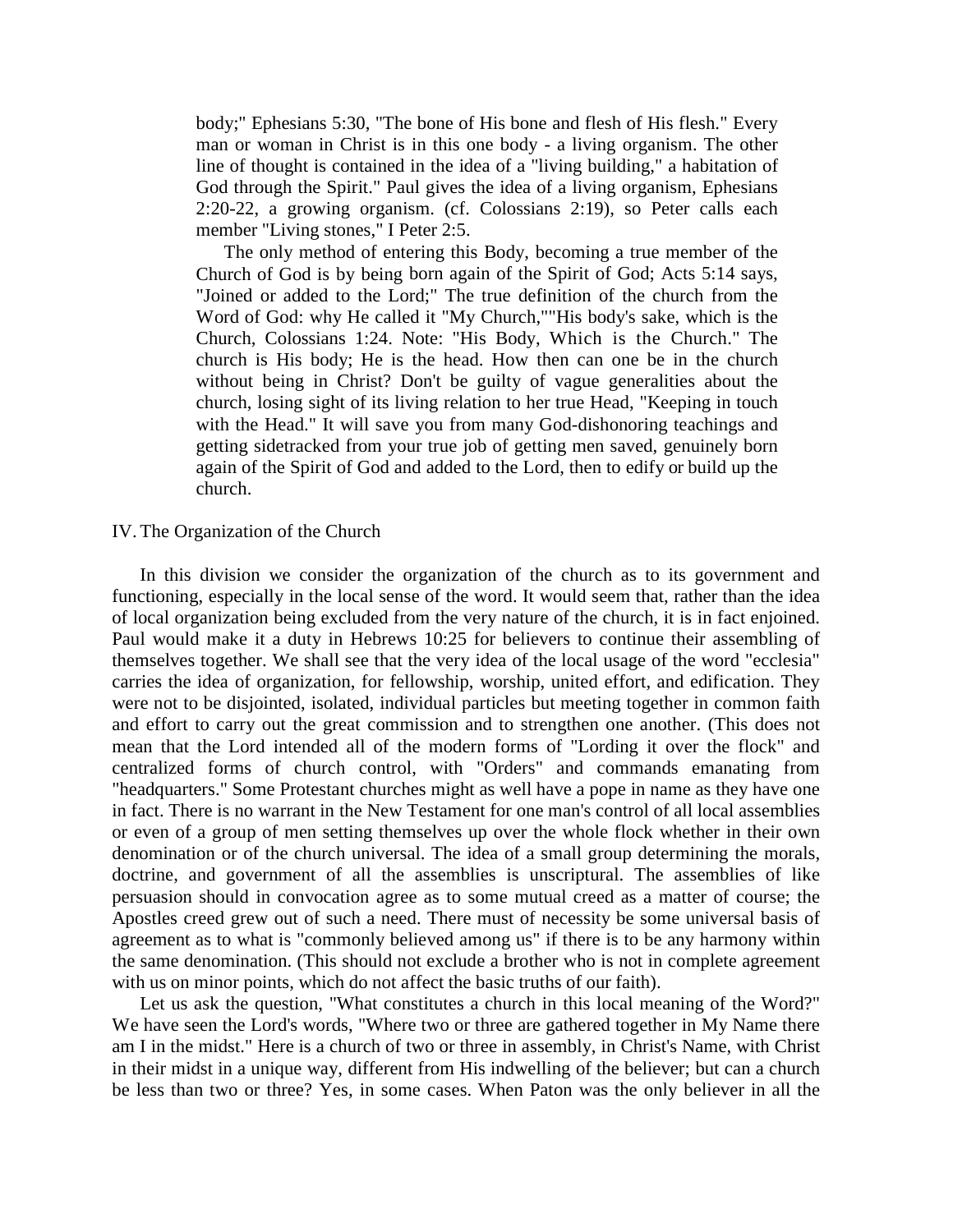body;" Ephesians 5:30, "The bone of His bone and flesh of His flesh." Every man or woman in Christ is in this one body - a living organism. The other line of thought is contained in the idea of a "living building," a habitation of God through the Spirit." Paul gives the idea of a living organism, Ephesians 2:20-22, a growing organism. (cf. Colossians 2:19), so Peter calls each member "Living stones," I Peter 2:5.

The only method of entering this Body, becoming a true member of the Church of God is by being born again of the Spirit of God; Acts 5:14 says, "Joined or added to the Lord;" The true definition of the church from the Word of God: why He called it "My Church,""His body's sake, which is the Church, Colossians 1:24. Note: "His Body, Which is the Church." The church is His body; He is the head. How then can one be in the church without being in Christ? Don't be guilty of vague generalities about the church, losing sight of its living relation to her true Head, "Keeping in touch with the Head." It will save you from many God-dishonoring teachings and getting sidetracked from your true job of getting men saved, genuinely born again of the Spirit of God and added to the Lord, then to edify or build up the church.

## IV. The Organization of the Church

In this division we consider the organization of the church as to its government and functioning, especially in the local sense of the word. It would seem that, rather than the idea of local organization being excluded from the very nature of the church, it is in fact enjoined. Paul would make it a duty in Hebrews 10:25 for believers to continue their assembling of themselves together. We shall see that the very idea of the local usage of the word "ecclesia" carries the idea of organization, for fellowship, worship, united effort, and edification. They were not to be disjointed, isolated, individual particles but meeting together in common faith and effort to carry out the great commission and to strengthen one another. (This does not mean that the Lord intended all of the modern forms of "Lording it over the flock" and centralized forms of church control, with "Orders" and commands emanating from "headquarters." Some Protestant churches might as well have a pope in name as they have one in fact. There is no warrant in the New Testament for one man's control of all local assemblies or even of a group of men setting themselves up over the whole flock whether in their own denomination or of the church universal. The idea of a small group determining the morals, doctrine, and government of all the assemblies is unscriptural. The assemblies of like persuasion should in convocation agree as to some mutual creed as a matter of course; the Apostles creed grew out of such a need. There must of necessity be some universal basis of agreement as to what is "commonly believed among us" if there is to be any harmony within the same denomination. (This should not exclude a brother who is not in complete agreement with us on minor points, which do not affect the basic truths of our faith).

Let us ask the question, "What constitutes a church in this local meaning of the Word?" We have seen the Lord's words, "Where two or three are gathered together in My Name there am I in the midst." Here is a church of two or three in assembly, in Christ's Name, with Christ in their midst in a unique way, different from His indwelling of the believer; but can a church be less than two or three? Yes, in some cases. When Paton was the only believer in all the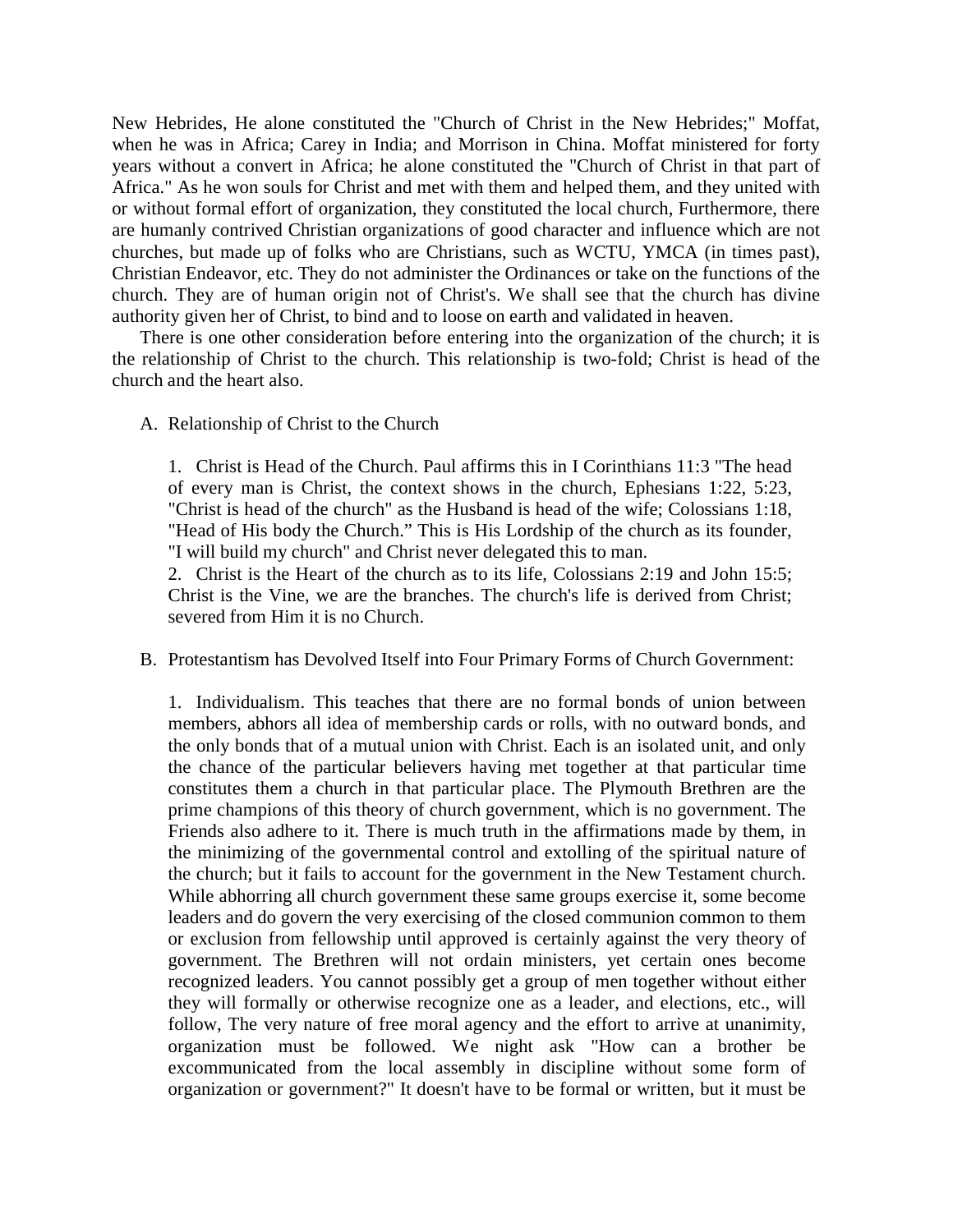New Hebrides, He alone constituted the "Church of Christ in the New Hebrides;" Moffat, when he was in Africa; Carey in India; and Morrison in China. Moffat ministered for forty years without a convert in Africa; he alone constituted the "Church of Christ in that part of Africa." As he won souls for Christ and met with them and helped them, and they united with or without formal effort of organization, they constituted the local church, Furthermore, there are humanly contrived Christian organizations of good character and influence which are not churches, but made up of folks who are Christians, such as WCTU, YMCA (in times past), Christian Endeavor, etc. They do not administer the Ordinances or take on the functions of the church. They are of human origin not of Christ's. We shall see that the church has divine authority given her of Christ, to bind and to loose on earth and validated in heaven.

There is one other consideration before entering into the organization of the church; it is the relationship of Christ to the church. This relationship is two-fold; Christ is head of the church and the heart also.

A. Relationship of Christ to the Church

1. Christ is Head of the Church. Paul affirms this in I Corinthians 11:3 "The head of every man is Christ, the context shows in the church, Ephesians 1:22, 5:23, "Christ is head of the church" as the Husband is head of the wife; Colossians 1:18, "Head of His body the Church." This is His Lordship of the church as its founder, "I will build my church" and Christ never delegated this to man.

2. Christ is the Heart of the church as to its life, Colossians 2:19 and John 15:5; Christ is the Vine, we are the branches. The church's life is derived from Christ; severed from Him it is no Church.

B. Protestantism has Devolved Itself into Four Primary Forms of Church Government:

1. Individualism. This teaches that there are no formal bonds of union between members, abhors all idea of membership cards or rolls, with no outward bonds, and the only bonds that of a mutual union with Christ. Each is an isolated unit, and only the chance of the particular believers having met together at that particular time constitutes them a church in that particular place. The Plymouth Brethren are the prime champions of this theory of church government, which is no government. The Friends also adhere to it. There is much truth in the affirmations made by them, in the minimizing of the governmental control and extolling of the spiritual nature of the church; but it fails to account for the government in the New Testament church. While abhorring all church government these same groups exercise it, some become leaders and do govern the very exercising of the closed communion common to them or exclusion from fellowship until approved is certainly against the very theory of government. The Brethren will not ordain ministers, yet certain ones become recognized leaders. You cannot possibly get a group of men together without either they will formally or otherwise recognize one as a leader, and elections, etc., will follow, The very nature of free moral agency and the effort to arrive at unanimity, organization must be followed. We night ask "How can a brother be excommunicated from the local assembly in discipline without some form of organization or government?" It doesn't have to be formal or written, but it must be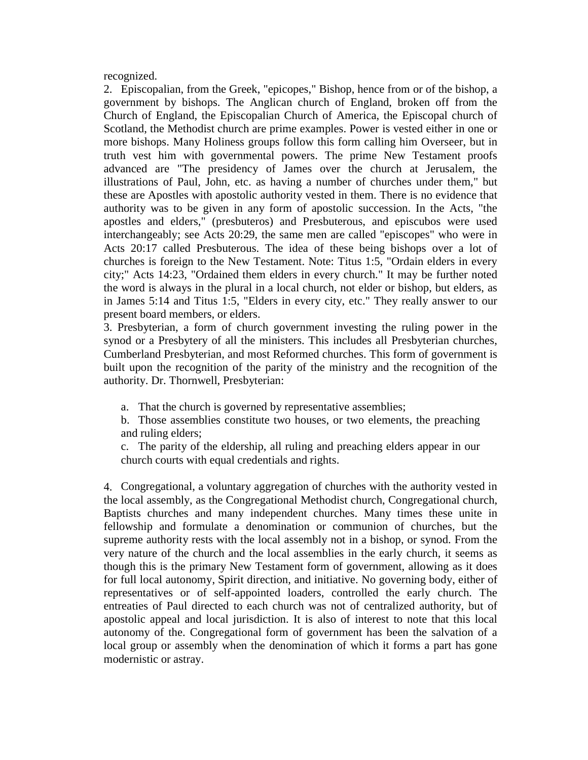recognized.

2. Episcopalian, from the Greek, "epicopes," Bishop, hence from or of the bishop, a government by bishops. The Anglican church of England, broken off from the Church of England, the Episcopalian Church of America, the Episcopal church of Scotland, the Methodist church are prime examples. Power is vested either in one or more bishops. Many Holiness groups follow this form calling him Overseer, but in truth vest him with governmental powers. The prime New Testament proofs advanced are "The presidency of James over the church at Jerusalem, the illustrations of Paul, John, etc. as having a number of churches under them," but these are Apostles with apostolic authority vested in them. There is no evidence that authority was to be given in any form of apostolic succession. In the Acts, "the apostles and elders," (presbuteros) and Presbuterous, and episcubos were used interchangeably; see Acts 20:29, the same men are called "episcopes" who were in Acts 20:17 called Presbuterous. The idea of these being bishops over a lot of churches is foreign to the New Testament. Note: Titus 1:5, "Ordain elders in every city;" Acts 14:23, "Ordained them elders in every church." It may be further noted the word is always in the plural in a local church, not elder or bishop, but elders, as in James 5:14 and Titus 1:5, "Elders in every city, etc." They really answer to our present board members, or elders.

3. Presbyterian, a form of church government investing the ruling power in the synod or a Presbytery of all the ministers. This includes all Presbyterian churches, Cumberland Presbyterian, and most Reformed churches. This form of government is built upon the recognition of the parity of the ministry and the recognition of the authority. Dr. Thornwell, Presbyterian:

   a. That the church is governed by representative assemblies;
   
   b. Those assemblies constitute two houses, or two elements, the preaching and ruling elders;
   
   c. The parity of the eldership, all ruling and preaching elders appear in our church courts with equal credentials and rights.

4. Congregational, a voluntary aggregation of churches with the authority vested in the local assembly, as the Congregational Methodist church, Congregational church, Baptists churches and many independent churches. Many times these unite in fellowship and formulate a denomination or communion of churches, but the supreme authority rests with the local assembly not in a bishop, or synod. From the very nature of the church and the local assemblies in the early church, it seems as though this is the primary New Testament form of government, allowing as it does for full local autonomy, Spirit direction, and initiative. No governing body, either of representatives or of self-appointed loaders, controlled the early church. The entreaties of Paul directed to each church was not of centralized authority, but of apostolic appeal and local jurisdiction. It is also of interest to note that this local autonomy of the. Congregational form of government has been the salvation of a local group or assembly when the denomination of which it forms a part has gone modernistic or astray.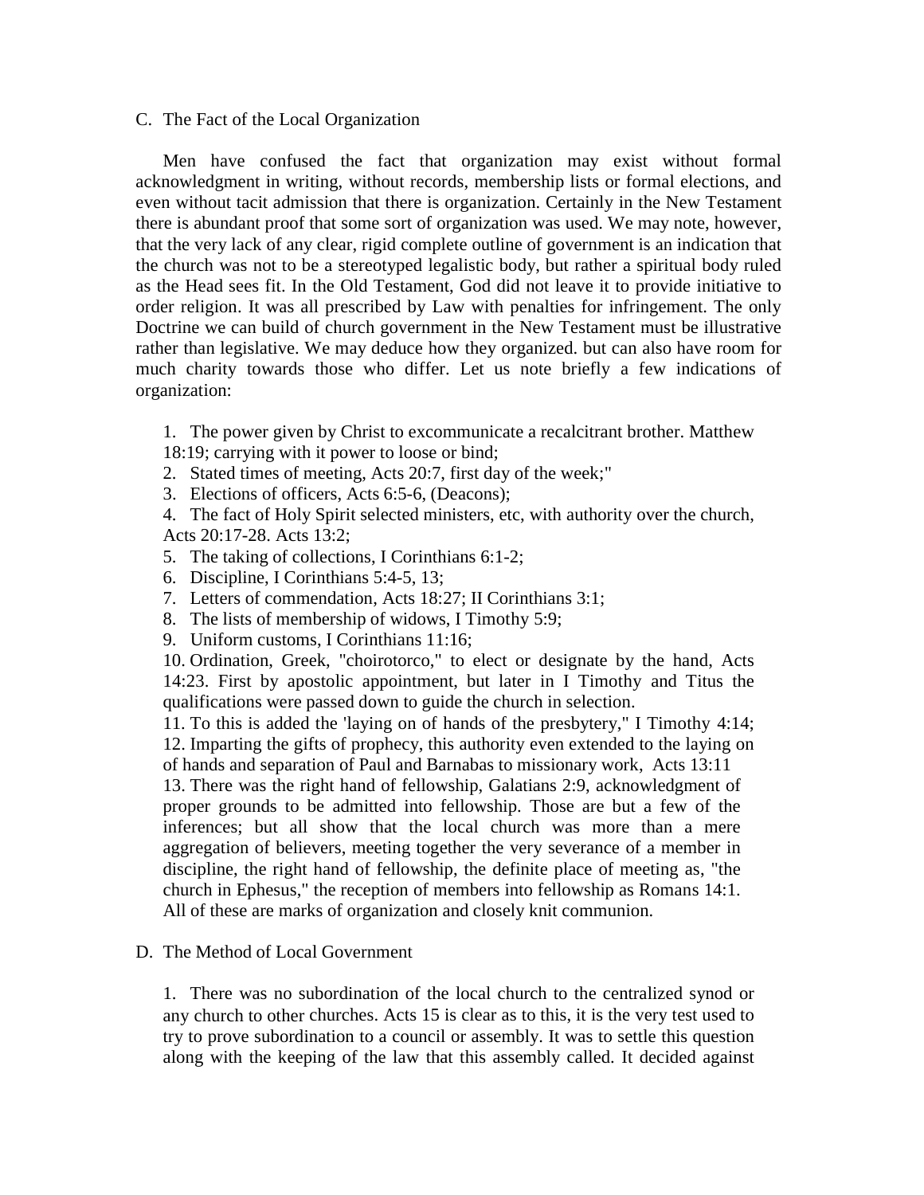C. The Fact of the Local Organization

Men have confused the fact that organization may exist without formal acknowledgment in writing, without records, membership lists or formal elections, and even without tacit admission that there is organization. Certainly in the New Testament there is abundant proof that some sort of organization was used. We may note, however, that the very lack of any clear, rigid complete outline of government is an indication that the church was not to be a stereotyped legalistic body, but rather a spiritual body ruled as the Head sees fit. In the Old Testament, God did not leave it to provide initiative to order religion. It was all prescribed by Law with penalties for infringement. The only Doctrine we can build of church government in the New Testament must be illustrative rather than legislative. We may deduce how they organized. but can also have room for much charity towards those who differ. Let us note briefly a few indications of organization:

1. The power given by Christ to excommunicate a recalcitrant brother. Matthew 18:19; carrying with it power to loose or bind;
2. Stated times of meeting, Acts 20:7, first day of the week;"
3. Elections of officers, Acts 6:5-6, (Deacons);
4. The fact of Holy Spirit selected ministers, etc, with authority over the church, Acts 20:17-28. Acts 13:2;
5. The taking of collections, I Corinthians 6:1-2;
6. Discipline, I Corinthians 5:4-5, 13;
7. Letters of commendation, Acts 18:27; II Corinthians 3:1;
8. The lists of membership of widows, I Timothy 5:9;
9. Uniform customs, I Corinthians 11:16;
10. Ordination, Greek, "choirotorco," to elect or designate by the hand, Acts 14:23. First by apostolic appointment, but later in I Timothy and Titus the qualifications were passed down to guide the church in selection.
11. To this is added the 'laying on of hands of the presbytery," I Timothy 4:14;
12. Imparting the gifts of prophecy, this authority even extended to the laying on of hands and separation of Paul and Barnabas to missionary work, Acts 13:11
13. There was the right hand of fellowship, Galatians 2:9, acknowledgment of proper grounds to be admitted into fellowship. Those are but a few of the inferences; but all show that the local church was more than a mere aggregation of believers, meeting together the very severance of a member in discipline, the right hand of fellowship, the definite place of meeting as, "the church in Ephesus," the reception of members into fellowship as Romans 14:1. All of these are marks of organization and closely knit communion.

D. The Method of Local Government

1. There was no subordination of the local church to the centralized synod or any church to other churches. Acts 15 is clear as to this, it is the very test used to try to prove subordination to a council or assembly. It was to settle this question along with the keeping of the law that this assembly called. It decided against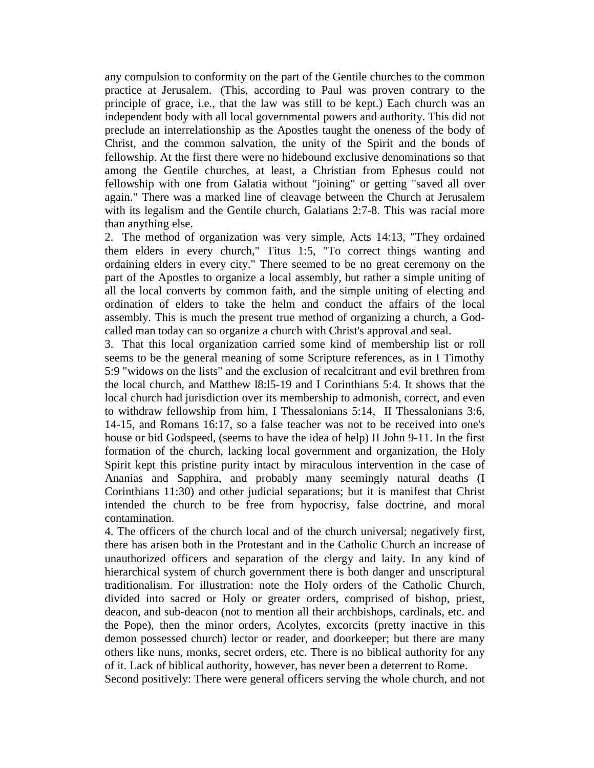any compulsion to conformity on the part of the Gentile churches to the common practice at Jerusalem. (This, according to Paul was proven contrary to the principle of grace, i.e., that the law was still to be kept.) Each church was an independent body with all local governmental powers and authority. This did not preclude an interrelationship as the Apostles taught the oneness of the body of Christ, and the common salvation, the unity of the Spirit and the bonds of fellowship. At the first there were no hidebound exclusive denominations so that among the Gentile churches, at least, a Christian from Ephesus could not fellowship with one from Galatia without "joining" or getting "saved all over again." There was a marked line of cleavage between the Church at Jerusalem with its legalism and the Gentile church, Galatians 2:7-8. This was racial more than anything else.

2. The method of organization was very simple, Acts 14:13, "They ordained them elders in every church," Titus 1:5, "To correct things wanting and ordaining elders in every city." There seemed to be no great ceremony on the part of the Apostles to organize a local assembly, but rather a simple uniting of all the local converts by common faith, and the simple uniting of electing and ordination of elders to take the helm and conduct the affairs of the local assembly. This is much the present true method of organizing a church, a God-called man today can so organize a church with Christ's approval and seal.

3. That this local organization carried some kind of membership list or roll seems to be the general meaning of some Scripture references, as in I Timothy 5:9 "widows on the lists" and the exclusion of recalcitrant and evil brethren from the local church, and Matthew l8:l5-19 and I Corinthians 5:4. It shows that the local church had jurisdiction over its membership to admonish, correct, and even to withdraw fellowship from him, I Thessalonians 5:14, II Thessalonians 3:6, 14-15, and Romans 16:17, so a false teacher was not to be received into one's house or bid Godspeed, (seems to have the idea of help) II John 9-11. In the first formation of the church, lacking local government and organization, the Holy Spirit kept this pristine purity intact by miraculous intervention in the case of Ananias and Sapphira, and probably many seemingly natural deaths (I Corinthians 11:30) and other judicial separations; but it is manifest that Christ intended the church to be free from hypocrisy, false doctrine, and moral contamination.

4. The officers of the church local and of the church universal; negatively first, there has arisen both in the Protestant and in the Catholic Church an increase of unauthorized officers and separation of the clergy and laity. In any kind of hierarchical system of church government there is both danger and unscriptural traditionalism. For illustration: note the Holy orders of the Catholic Church, divided into sacred or Holy or greater orders, comprised of bishop, priest, deacon, and sub-deacon (not to mention all their archbishops, cardinals, etc. and the Pope), then the minor orders, Acolytes, excorcits (pretty inactive in this demon possessed church) lector or reader, and doorkeeper; but there are many others like nuns, monks, secret orders, etc. There is no biblical authority for any of it. Lack of biblical authority, however, has never been a deterrent to Rome.

Second positively: There were general officers serving the whole church, and not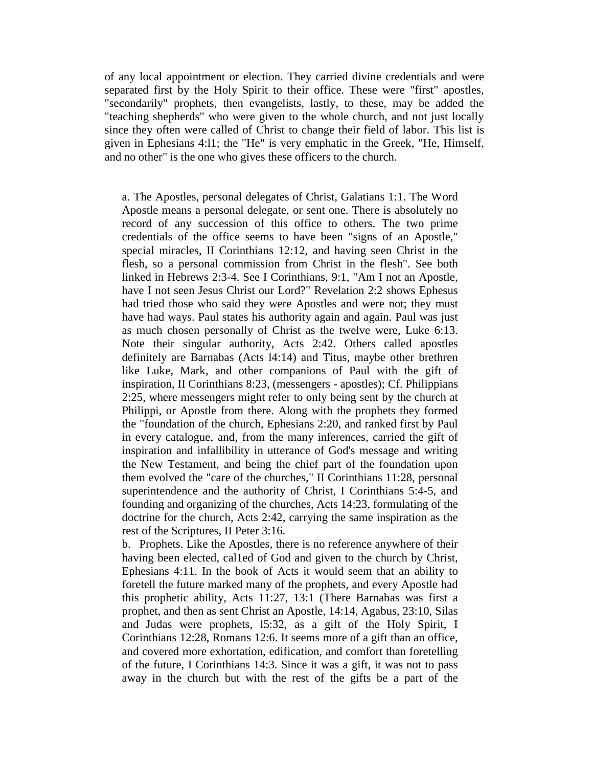of any local appointment or election. They carried divine credentials and were separated first by the Holy Spirit to their office. These were "first" apostles, "secondarily" prophets, then evangelists, lastly, to these, may be added the "teaching shepherds" who were given to the whole church, and not just locally since they often were called of Christ to change their field of labor. This list is given in Ephesians 4:l1; the "He" is very emphatic in the Greek, "He, Himself, and no other" is the one who gives these officers to the church.

a. The Apostles, personal delegates of Christ, Galatians 1:1. The Word Apostle means a personal delegate, or sent one. There is absolutely no record of any succession of this office to others. The two prime credentials of the office seems to have been "signs of an Apostle," special miracles, II Corinthians 12:12, and having seen Christ in the flesh, so a personal commission from Christ in the flesh". See both linked in Hebrews 2:3-4. See I Corinthians, 9:1, "Am I not an Apostle, have I not seen Jesus Christ our Lord?" Revelation 2:2 shows Ephesus had tried those who said they were Apostles and were not; they must have had ways. Paul states his authority again and again. Paul was just as much chosen personally of Christ as the twelve were, Luke 6:13. Note their singular authority, Acts 2:42. Others called apostles definitely are Barnabas (Acts l4:14) and Titus, maybe other brethren like Luke, Mark, and other companions of Paul with the gift of inspiration, II Corinthians 8:23, (messengers - apostles); Cf. Philippians 2:25, where messengers might refer to only being sent by the church at Philippi, or Apostle from there. Along with the prophets they formed the "foundation of the church, Ephesians 2:20, and ranked first by Paul in every catalogue, and, from the many inferences, carried the gift of inspiration and infallibility in utterance of God's message and writing the New Testament, and being the chief part of the foundation upon them evolved the "care of the churches," II Corinthians 11:28, personal superintendence and the authority of Christ, I Corinthians 5:4-5, and founding and organizing of the churches, Acts 14:23, formulating of the doctrine for the church, Acts 2:42, carrying the same inspiration as the rest of the Scriptures, II Peter 3:16.

b. Prophets. Like the Apostles, there is no reference anywhere of their having been elected, cal1ed of God and given to the church by Christ, Ephesians 4:11. In the book of Acts it would seem that an ability to foretell the future marked many of the prophets, and every Apostle had this prophetic ability, Acts 11:27, 13:1 (There Barnabas was first a prophet, and then as sent Christ an Apostle, 14:14, Agabus, 23:10, Silas and Judas were prophets, l5:32, as a gift of the Holy Spirit, I Corinthians 12:28, Romans 12:6. It seems more of a gift than an office, and covered more exhortation, edification, and comfort than foretelling of the future, I Corinthians 14:3. Since it was a gift, it was not to pass away in the church but with the rest of the gifts be a part of the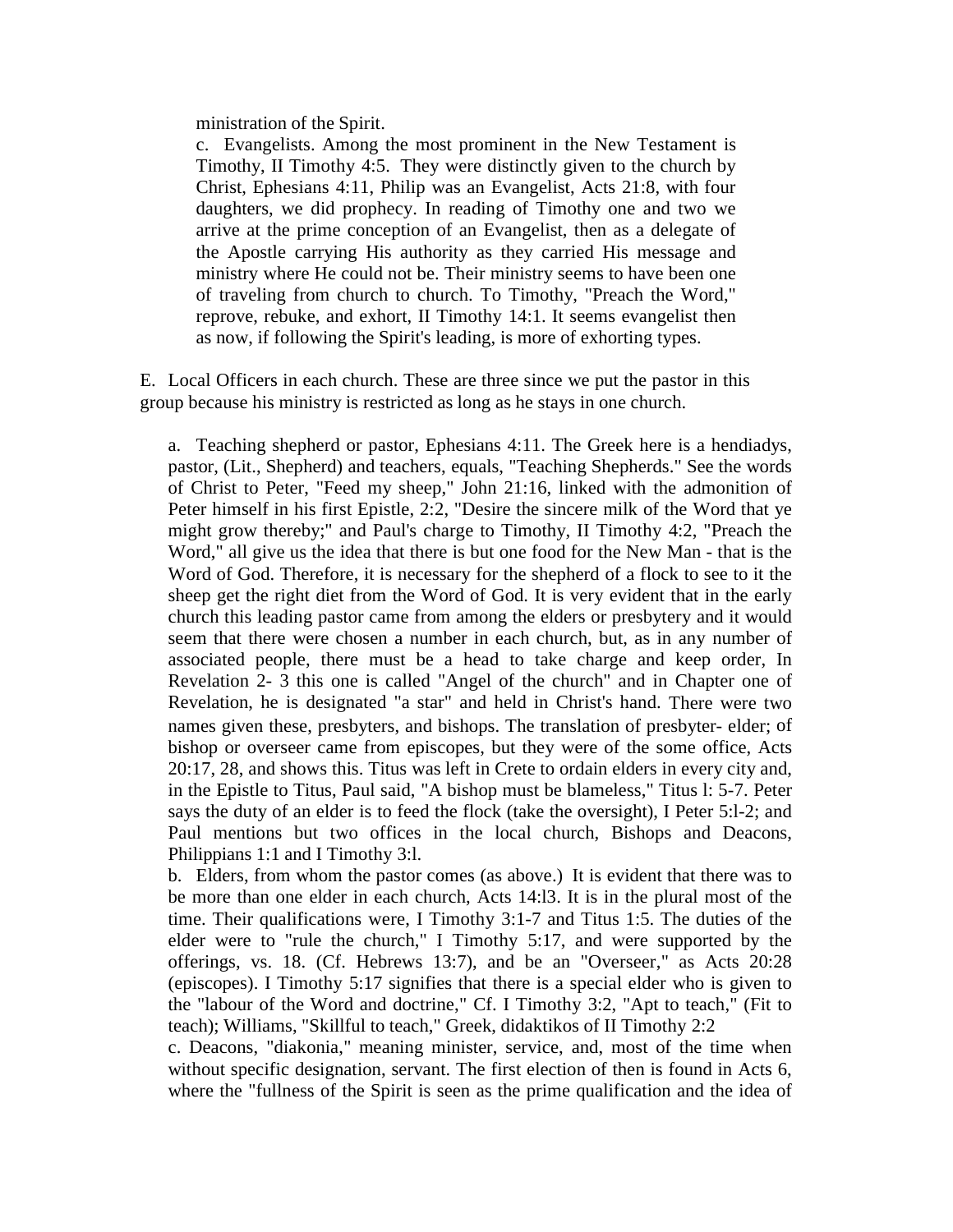ministration of the Spirit.

c. Evangelists. Among the most prominent in the New Testament is Timothy, II Timothy 4:5. They were distinctly given to the church by Christ, Ephesians 4:11, Philip was an Evangelist, Acts 21:8, with four daughters, we did prophecy. In reading of Timothy one and two we arrive at the prime conception of an Evangelist, then as a delegate of the Apostle carrying His authority as they carried His message and ministry where He could not be. Their ministry seems to have been one of traveling from church to church. To Timothy, "Preach the Word," reprove, rebuke, and exhort, II Timothy 14:1. It seems evangelist then as now, if following the Spirit's leading, is more of exhorting types.

E. Local Officers in each church. These are three since we put the pastor in this group because his ministry is restricted as long as he stays in one church.

a. Teaching shepherd or pastor, Ephesians 4:11. The Greek here is a hendiadys, pastor, (Lit., Shepherd) and teachers, equals, "Teaching Shepherds." See the words of Christ to Peter, "Feed my sheep," John 21:16, linked with the admonition of Peter himself in his first Epistle, 2:2, "Desire the sincere milk of the Word that ye might grow thereby;" and Paul's charge to Timothy, II Timothy 4:2, "Preach the Word," all give us the idea that there is but one food for the New Man - that is the Word of God. Therefore, it is necessary for the shepherd of a flock to see to it the sheep get the right diet from the Word of God. It is very evident that in the early church this leading pastor came from among the elders or presbytery and it would seem that there were chosen a number in each church, but, as in any number of associated people, there must be a head to take charge and keep order, In Revelation 2- 3 this one is called "Angel of the church" and in Chapter one of Revelation, he is designated "a star" and held in Christ's hand. There were two names given these, presbyters, and bishops. The translation of presbyter- elder; of bishop or overseer came from episcopes, but they were of the some office, Acts 20:17, 28, and shows this. Titus was left in Crete to ordain elders in every city and, in the Epistle to Titus, Paul said, "A bishop must be blameless," Titus l: 5-7. Peter says the duty of an elder is to feed the flock (take the oversight), I Peter 5:l-2; and Paul mentions but two offices in the local church, Bishops and Deacons, Philippians 1:1 and I Timothy 3:l.

b. Elders, from whom the pastor comes (as above.) It is evident that there was to be more than one elder in each church, Acts 14:l3. It is in the plural most of the time. Their qualifications were, I Timothy 3:1-7 and Titus 1:5. The duties of the elder were to "rule the church," I Timothy 5:17, and were supported by the offerings, vs. 18. (Cf. Hebrews 13:7), and be an "Overseer," as Acts 20:28 (episcopes). I Timothy 5:17 signifies that there is a special elder who is given to the "labour of the Word and doctrine," Cf. I Timothy 3:2, "Apt to teach," (Fit to teach); Williams, "Skillful to teach," Greek, didaktikos of II Timothy 2:2

c. Deacons, "diakonia," meaning minister, service, and, most of the time when without specific designation, servant. The first election of then is found in Acts 6, where the "fullness of the Spirit is seen as the prime qualification and the idea of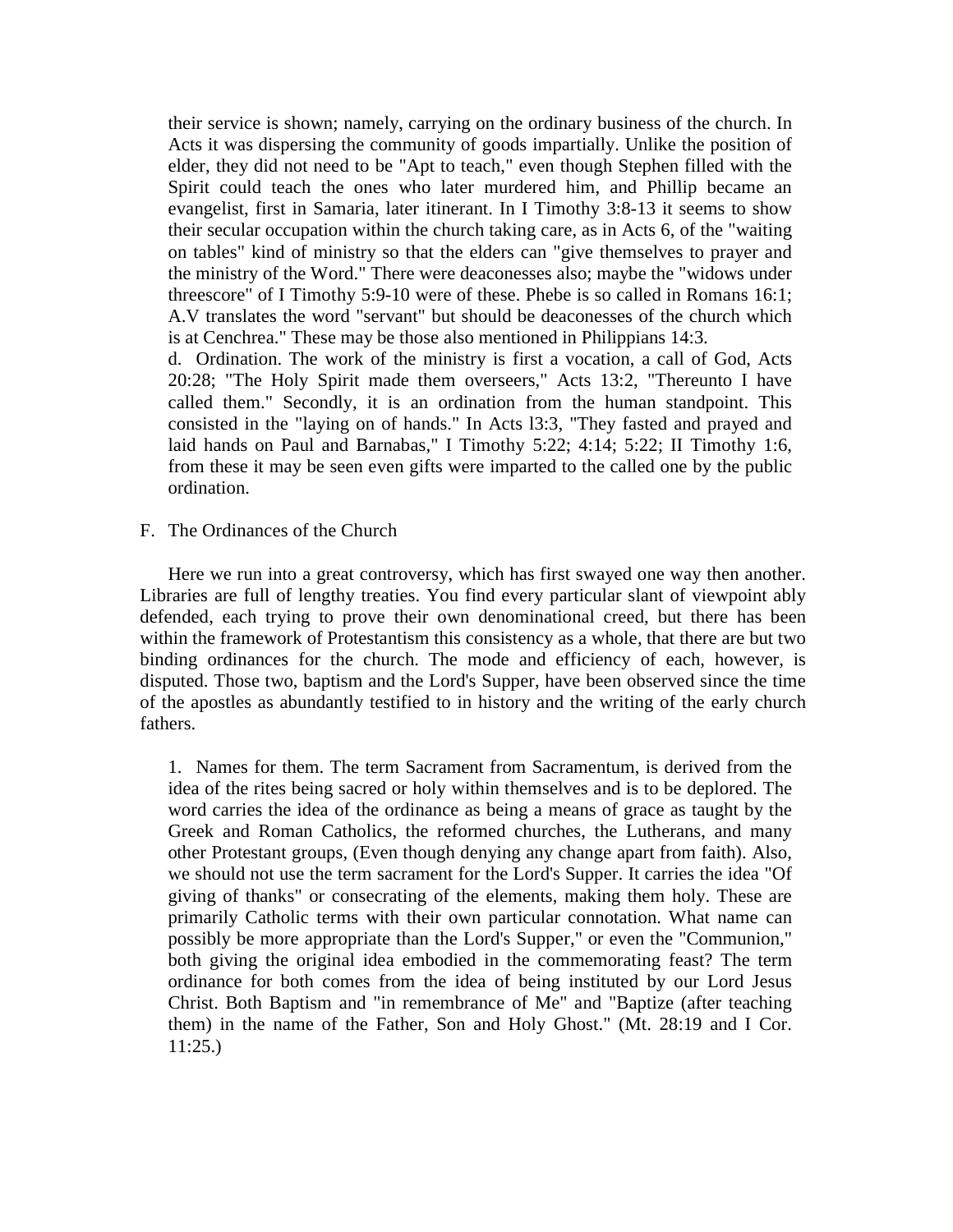their service is shown; namely, carrying on the ordinary business of the church. In Acts it was dispersing the community of goods impartially. Unlike the position of elder, they did not need to be "Apt to teach," even though Stephen filled with the Spirit could teach the ones who later murdered him, and Phillip became an evangelist, first in Samaria, later itinerant. In I Timothy 3:8-13 it seems to show their secular occupation within the church taking care, as in Acts 6, of the "waiting on tables" kind of ministry so that the elders can "give themselves to prayer and the ministry of the Word." There were deaconesses also; maybe the "widows under threescore" of I Timothy 5:9-10 were of these. Phebe is so called in Romans 16:1; A.V translates the word "servant" but should be deaconesses of the church which is at Cenchrea." These may be those also mentioned in Philippians 14:3.

d. Ordination. The work of the ministry is first a vocation, a call of God, Acts 20:28; "The Holy Spirit made them overseers," Acts 13:2, "Thereunto I have called them." Secondly, it is an ordination from the human standpoint. This consisted in the "laying on of hands." In Acts l3:3, "They fasted and prayed and laid hands on Paul and Barnabas," I Timothy 5:22; 4:14; 5:22; II Timothy 1:6, from these it may be seen even gifts were imparted to the called one by the public ordination.

F. The Ordinances of the Church

Here we run into a great controversy, which has first swayed one way then another. Libraries are full of lengthy treaties. You find every particular slant of viewpoint ably defended, each trying to prove their own denominational creed, but there has been within the framework of Protestantism this consistency as a whole, that there are but two binding ordinances for the church. The mode and efficiency of each, however, is disputed. Those two, baptism and the Lord's Supper, have been observed since the time of the apostles as abundantly testified to in history and the writing of the early church fathers.

1. Names for them. The term Sacrament from Sacramentum, is derived from the idea of the rites being sacred or holy within themselves and is to be deplored. The word carries the idea of the ordinance as being a means of grace as taught by the Greek and Roman Catholics, the reformed churches, the Lutherans, and many other Protestant groups, (Even though denying any change apart from faith). Also, we should not use the term sacrament for the Lord's Supper. It carries the idea "Of giving of thanks" or consecrating of the elements, making them holy. These are primarily Catholic terms with their own particular connotation. What name can possibly be more appropriate than the Lord's Supper," or even the "Communion," both giving the original idea embodied in the commemorating feast? The term ordinance for both comes from the idea of being instituted by our Lord Jesus Christ. Both Baptism and "in remembrance of Me" and "Baptize (after teaching them) in the name of the Father, Son and Holy Ghost." (Mt. 28:19 and I Cor. 11:25.)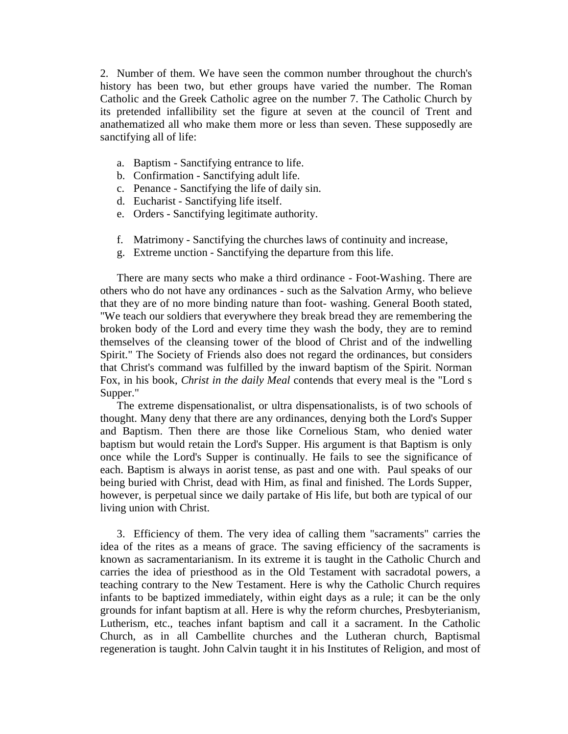2. Number of them. We have seen the common number throughout the church's history has been two, but ether groups have varied the number. The Roman Catholic and the Greek Catholic agree on the number 7. The Catholic Church by its pretended infallibility set the figure at seven at the council of Trent and anathematized all who make them more or less than seven. These supposedly are sanctifying all of life:

a. Baptism - Sanctifying entrance to life.
b. Confirmation - Sanctifying adult life.
c. Penance - Sanctifying the life of daily sin.
d. Eucharist - Sanctifying life itself.
e. Orders - Sanctifying legitimate authority.
f. Matrimony - Sanctifying the churches laws of continuity and increase,
g. Extreme unction - Sanctifying the departure from this life.

There are many sects who make a third ordinance - Foot-Washing. There are others who do not have any ordinances - such as the Salvation Army, who believe that they are of no more binding nature than foot- washing. General Booth stated, "We teach our soldiers that everywhere they break bread they are remembering the broken body of the Lord and every time they wash the body, they are to remind themselves of the cleansing tower of the blood of Christ and of the indwelling Spirit." The Society of Friends also does not regard the ordinances, but considers that Christ's command was fulfilled by the inward baptism of the Spirit. Norman Fox, in his book, *Christ in the daily Meal* contends that every meal is the "Lord s Supper."

The extreme dispensationalist, or ultra dispensationalists, is of two schools of thought. Many deny that there are any ordinances, denying both the Lord's Supper and Baptism. Then there are those like Cornelious Stam, who denied water baptism but would retain the Lord's Supper. His argument is that Baptism is only once while the Lord's Supper is continually. He fails to see the significance of each. Baptism is always in aorist tense, as past and one with. Paul speaks of our being buried with Christ, dead with Him, as final and finished. The Lords Supper, however, is perpetual since we daily partake of His life, but both are typical of our living union with Christ.

3. Efficiency of them. The very idea of calling them "sacraments" carries the idea of the rites as a means of grace. The saving efficiency of the sacraments is known as sacramentarianism. In its extreme it is taught in the Catholic Church and carries the idea of priesthood as in the Old Testament with sacradotal powers, a teaching contrary to the New Testament. Here is why the Catholic Church requires infants to be baptized immediately, within eight days as a rule; it can be the only grounds for infant baptism at all. Here is why the reform churches, Presbyterianism, Lutherism, etc., teaches infant baptism and call it a sacrament. In the Catholic Church, as in all Cambellite churches and the Lutheran church, Baptismal regeneration is taught. John Calvin taught it in his Institutes of Religion, and most of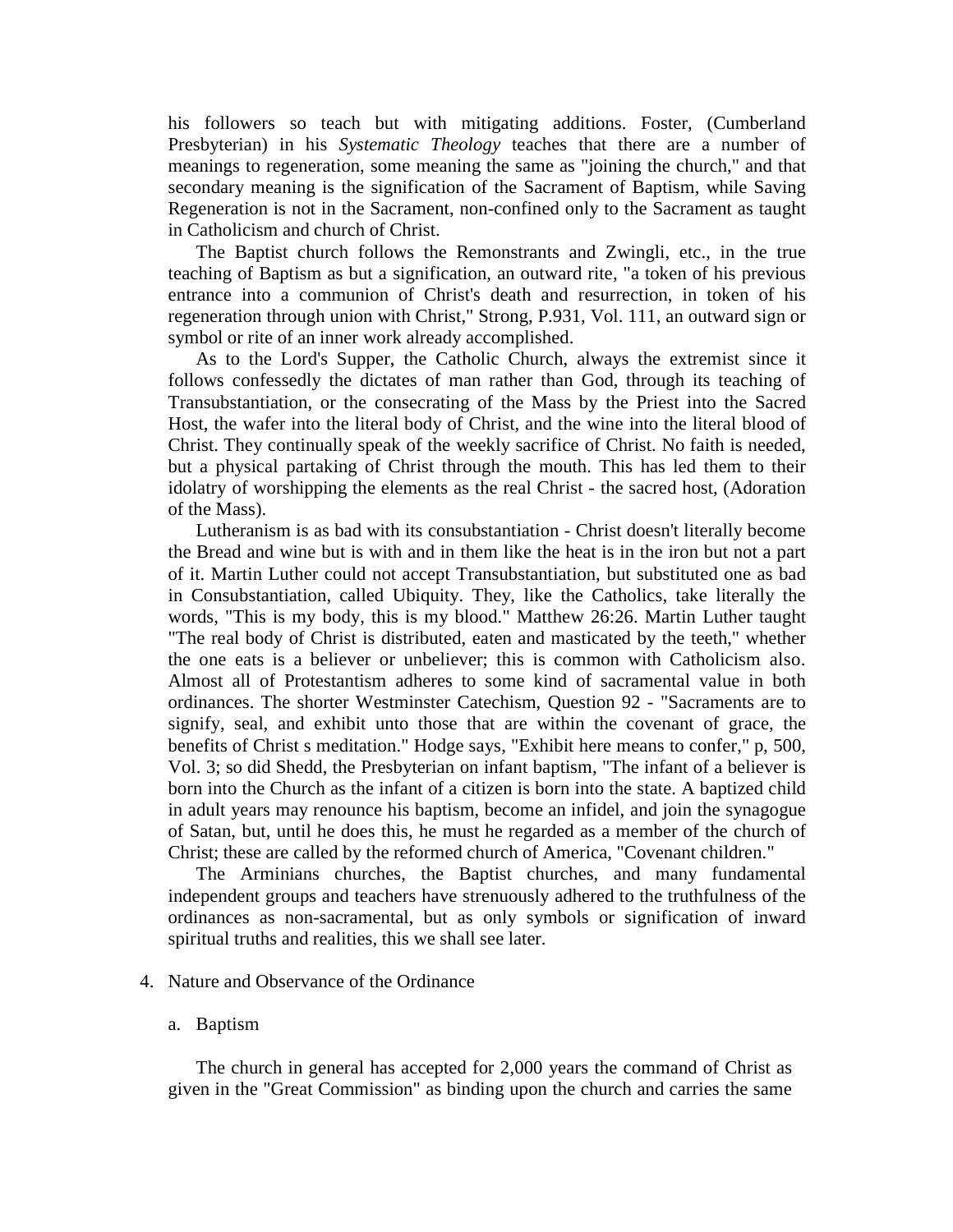his followers so teach but with mitigating additions. Foster, (Cumberland Presbyterian) in his *Systematic Theology* teaches that there are a number of meanings to regeneration, some meaning the same as "joining the church," and that secondary meaning is the signification of the Sacrament of Baptism, while Saving Regeneration is not in the Sacrament, non-confined only to the Sacrament as taught in Catholicism and church of Christ.

The Baptist church follows the Remonstrants and Zwingli, etc., in the true teaching of Baptism as but a signification, an outward rite, "a token of his previous entrance into a communion of Christ's death and resurrection, in token of his regeneration through union with Christ," Strong, P.931, Vol. 111, an outward sign or symbol or rite of an inner work already accomplished.

As to the Lord's Supper, the Catholic Church, always the extremist since it follows confessedly the dictates of man rather than God, through its teaching of Transubstantiation, or the consecrating of the Mass by the Priest into the Sacred Host, the wafer into the literal body of Christ, and the wine into the literal blood of Christ. They continually speak of the weekly sacrifice of Christ. No faith is needed, but a physical partaking of Christ through the mouth. This has led them to their idolatry of worshipping the elements as the real Christ - the sacred host, (Adoration of the Mass).

Lutheranism is as bad with its consubstantiation - Christ doesn't literally become the Bread and wine but is with and in them like the heat is in the iron but not a part of it. Martin Luther could not accept Transubstantiation, but substituted one as bad in Consubstantiation, called Ubiquity. They, like the Catholics, take literally the words, "This is my body, this is my blood." Matthew 26:26. Martin Luther taught "The real body of Christ is distributed, eaten and masticated by the teeth," whether the one eats is a believer or unbeliever; this is common with Catholicism also. Almost all of Protestantism adheres to some kind of sacramental value in both ordinances. The shorter Westminster Catechism, Question 92 - "Sacraments are to signify, seal, and exhibit unto those that are within the covenant of grace, the benefits of Christ s meditation." Hodge says, "Exhibit here means to confer," p, 500, Vol. 3; so did Shedd, the Presbyterian on infant baptism, "The infant of a believer is born into the Church as the infant of a citizen is born into the state. A baptized child in adult years may renounce his baptism, become an infidel, and join the synagogue of Satan, but, until he does this, he must he regarded as a member of the church of Christ; these are called by the reformed church of America, "Covenant children."

The Arminians churches, the Baptist churches, and many fundamental independent groups and teachers have strenuously adhered to the truthfulness of the ordinances as non-sacramental, but as only symbols or signification of inward spiritual truths and realities, this we shall see later.

4. Nature and Observance of the Ordinance

   a. Baptism

The church in general has accepted for 2,000 years the command of Christ as given in the "Great Commission" as binding upon the church and carries the same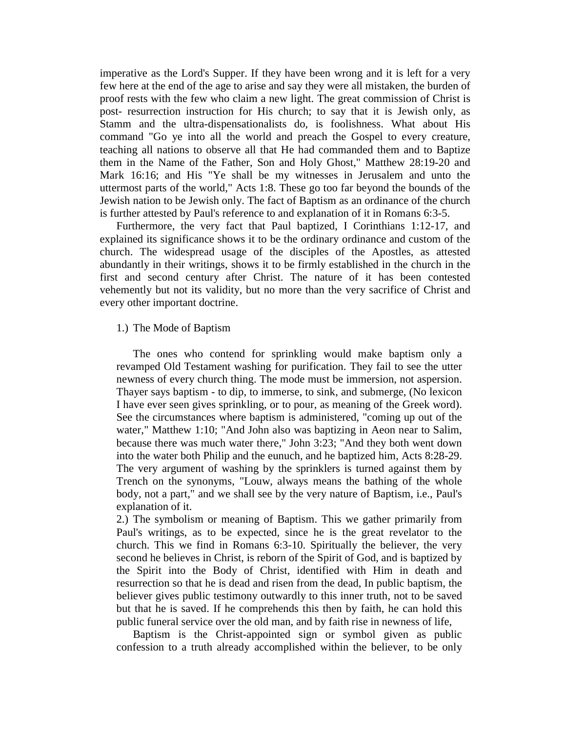imperative as the Lord's Supper. If they have been wrong and it is left for a very few here at the end of the age to arise and say they were all mistaken, the burden of proof rests with the few who claim a new light. The great commission of Christ is post- resurrection instruction for His church; to say that it is Jewish only, as Stamm and the ultra-dispensationalists do, is foolishness. What about His command "Go ye into all the world and preach the Gospel to every creature, teaching all nations to observe all that He had commanded them and to Baptize them in the Name of the Father, Son and Holy Ghost," Matthew 28:19-20 and Mark 16:16; and His "Ye shall be my witnesses in Jerusalem and unto the uttermost parts of the world," Acts 1:8. These go too far beyond the bounds of the Jewish nation to be Jewish only. The fact of Baptism as an ordinance of the church is further attested by Paul's reference to and explanation of it in Romans 6:3-5.

Furthermore, the very fact that Paul baptized, I Corinthians 1:12-17, and explained its significance shows it to be the ordinary ordinance and custom of the church. The widespread usage of the disciples of the Apostles, as attested abundantly in their writings, shows it to be firmly established in the church in the first and second century after Christ. The nature of it has been contested vehemently but not its validity, but no more than the very sacrifice of Christ and every other important doctrine.

1.) The Mode of Baptism

The ones who contend for sprinkling would make baptism only a revamped Old Testament washing for purification. They fail to see the utter newness of every church thing. The mode must be immersion, not aspersion. Thayer says baptism - to dip, to immerse, to sink, and submerge, (No lexicon I have ever seen gives sprinkling, or to pour, as meaning of the Greek word). See the circumstances where baptism is administered, "coming up out of the water," Matthew 1:10; "And John also was baptizing in Aeon near to Salim, because there was much water there," John 3:23; "And they both went down into the water both Philip and the eunuch, and he baptized him, Acts 8:28-29. The very argument of washing by the sprinklers is turned against them by Trench on the synonyms, "Louw, always means the bathing of the whole body, not a part," and we shall see by the very nature of Baptism, i.e., Paul's explanation of it.

2.) The symbolism or meaning of Baptism. This we gather primarily from Paul's writings, as to be expected, since he is the great revelator to the church. This we find in Romans 6:3-10. Spiritually the believer, the very second he believes in Christ, is reborn of the Spirit of God, and is baptized by the Spirit into the Body of Christ, identified with Him in death and resurrection so that he is dead and risen from the dead, In public baptism, the believer gives public testimony outwardly to this inner truth, not to be saved but that he is saved. If he comprehends this then by faith, he can hold this public funeral service over the old man, and by faith rise in newness of life,

Baptism is the Christ-appointed sign or symbol given as public confession to a truth already accomplished within the believer, to be only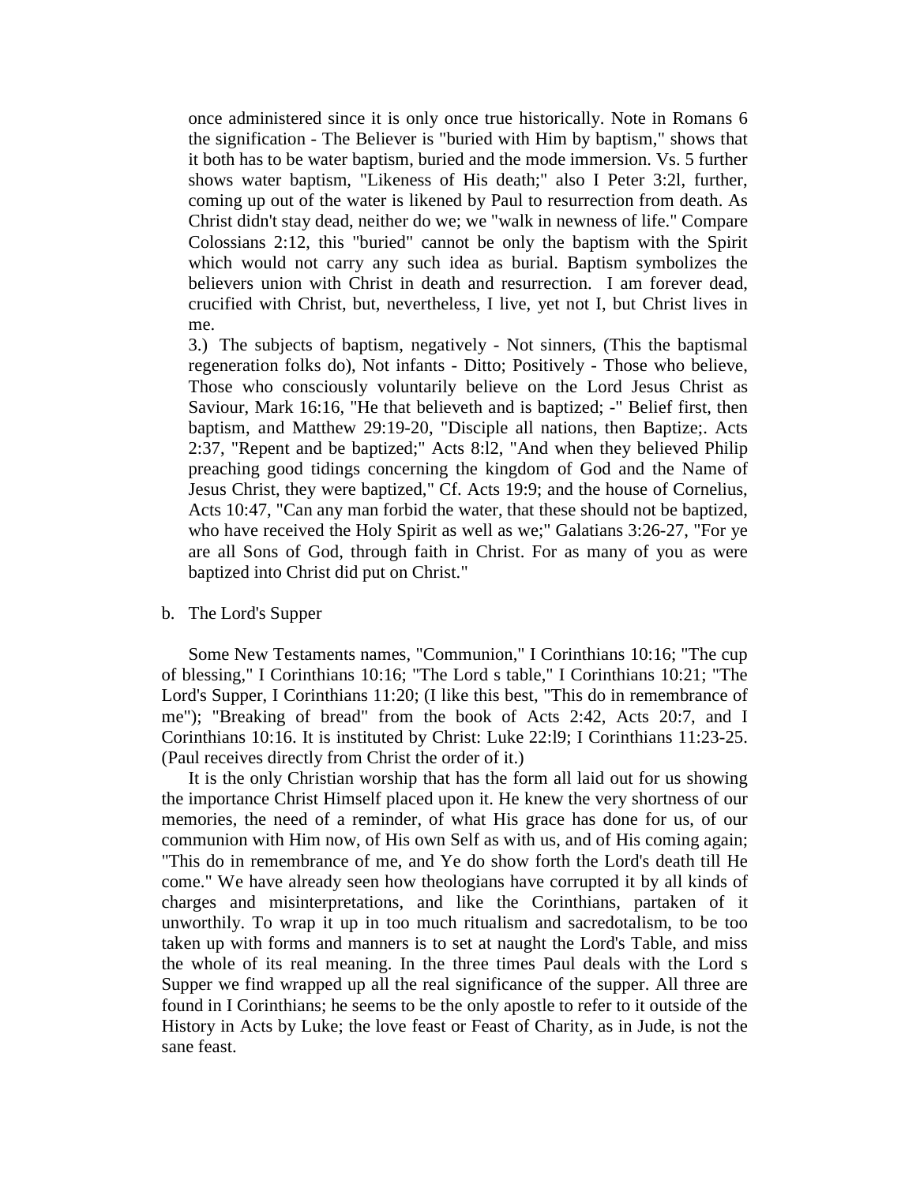once administered since it is only once true historically. Note in Romans 6 the signification - The Believer is "buried with Him by baptism," shows that it both has to be water baptism, buried and the mode immersion. Vs. 5 further shows water baptism, "Likeness of His death;" also I Peter 3:2l, further, coming up out of the water is likened by Paul to resurrection from death. As Christ didn't stay dead, neither do we; we "walk in newness of life." Compare Colossians 2:12, this "buried" cannot be only the baptism with the Spirit which would not carry any such idea as burial. Baptism symbolizes the believers union with Christ in death and resurrection. I am forever dead, crucified with Christ, but, nevertheless, I live, yet not I, but Christ lives in me.

3.) The subjects of baptism, negatively - Not sinners, (This the baptismal regeneration folks do), Not infants - Ditto; Positively - Those who believe, Those who consciously voluntarily believe on the Lord Jesus Christ as Saviour, Mark 16:16, "He that believeth and is baptized; -" Belief first, then baptism, and Matthew 29:19-20, "Disciple all nations, then Baptize;. Acts 2:37, "Repent and be baptized;" Acts 8:l2, "And when they believed Philip preaching good tidings concerning the kingdom of God and the Name of Jesus Christ, they were baptized," Cf. Acts 19:9; and the house of Cornelius, Acts 10:47, "Can any man forbid the water, that these should not be baptized, who have received the Holy Spirit as well as we;" Galatians 3:26-27, "For ye are all Sons of God, through faith in Christ. For as many of you as were baptized into Christ did put on Christ."

b. The Lord's Supper

Some New Testaments names, "Communion," I Corinthians 10:16; "The cup of blessing," I Corinthians 10:16; "The Lord s table," I Corinthians 10:21; "The Lord's Supper, I Corinthians 11:20; (I like this best, "This do in remembrance of me"); "Breaking of bread" from the book of Acts 2:42, Acts 20:7, and I Corinthians 10:16. It is instituted by Christ: Luke 22:l9; I Corinthians 11:23-25. (Paul receives directly from Christ the order of it.)

It is the only Christian worship that has the form all laid out for us showing the importance Christ Himself placed upon it. He knew the very shortness of our memories, the need of a reminder, of what His grace has done for us, of our communion with Him now, of His own Self as with us, and of His coming again; "This do in remembrance of me, and Ye do show forth the Lord's death till He come." We have already seen how theologians have corrupted it by all kinds of charges and misinterpretations, and like the Corinthians, partaken of it unworthily. To wrap it up in too much ritualism and sacredotalism, to be too taken up with forms and manners is to set at naught the Lord's Table, and miss the whole of its real meaning. In the three times Paul deals with the Lord s Supper we find wrapped up all the real significance of the supper. All three are found in I Corinthians; he seems to be the only apostle to refer to it outside of the History in Acts by Luke; the love feast or Feast of Charity, as in Jude, is not the sane feast.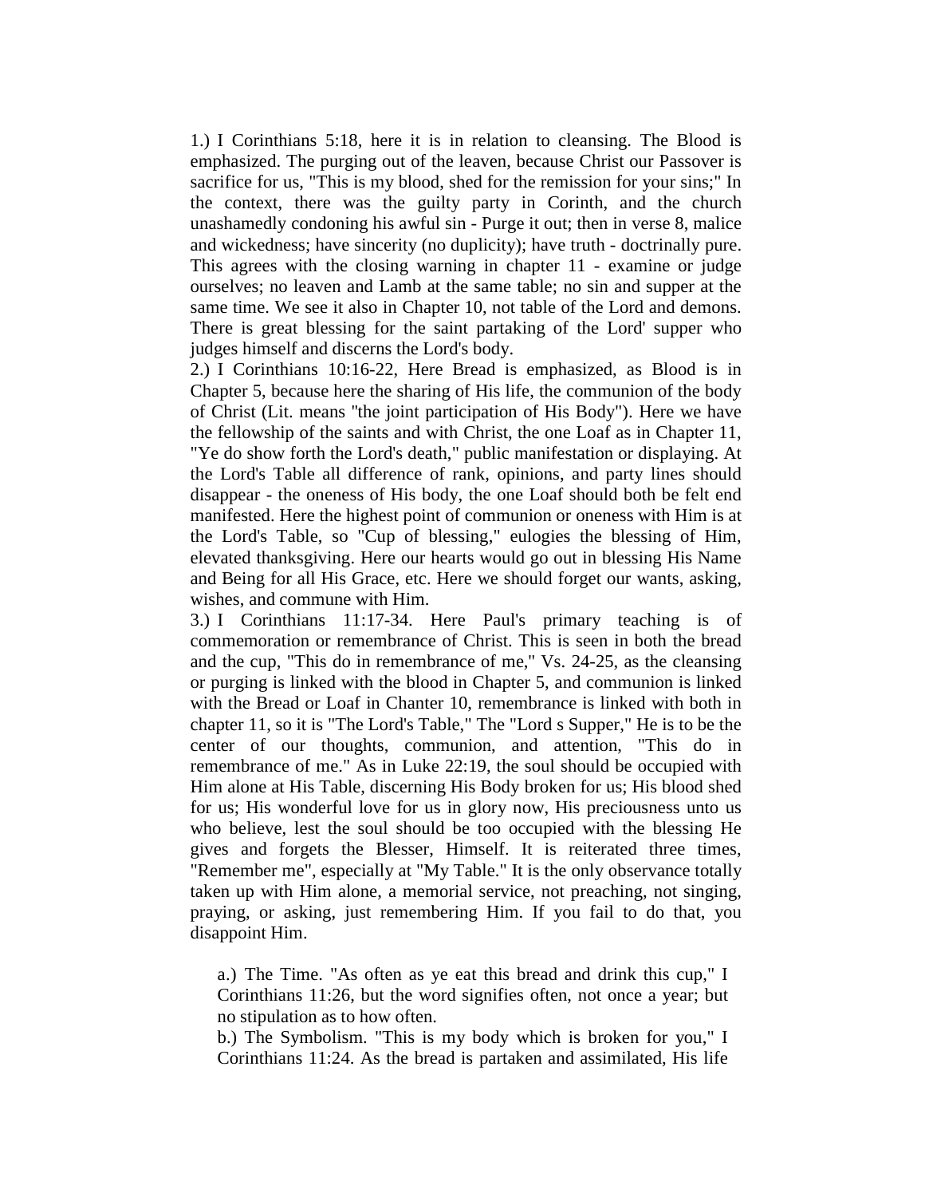1.) I Corinthians 5:18, here it is in relation to cleansing. The Blood is emphasized. The purging out of the leaven, because Christ our Passover is sacrifice for us, "This is my blood, shed for the remission for your sins;" In the context, there was the guilty party in Corinth, and the church unashamedly condoning his awful sin - Purge it out; then in verse 8, malice and wickedness; have sincerity (no duplicity); have truth - doctrinally pure. This agrees with the closing warning in chapter 11 - examine or judge ourselves; no leaven and Lamb at the same table; no sin and supper at the same time. We see it also in Chapter 10, not table of the Lord and demons. There is great blessing for the saint partaking of the Lord' supper who judges himself and discerns the Lord's body.

2.) I Corinthians 10:16-22, Here Bread is emphasized, as Blood is in Chapter 5, because here the sharing of His life, the communion of the body of Christ (Lit. means "the joint participation of His Body"). Here we have the fellowship of the saints and with Christ, the one Loaf as in Chapter 11, "Ye do show forth the Lord's death," public manifestation or displaying. At the Lord's Table all difference of rank, opinions, and party lines should disappear - the oneness of His body, the one Loaf should both be felt end manifested. Here the highest point of communion or oneness with Him is at the Lord's Table, so "Cup of blessing," eulogies the blessing of Him, elevated thanksgiving. Here our hearts would go out in blessing His Name and Being for all His Grace, etc. Here we should forget our wants, asking, wishes, and commune with Him.

3.) I Corinthians 11:17-34. Here Paul's primary teaching is of commemoration or remembrance of Christ. This is seen in both the bread and the cup, "This do in remembrance of me," Vs. 24-25, as the cleansing or purging is linked with the blood in Chapter 5, and communion is linked with the Bread or Loaf in Chanter 10, remembrance is linked with both in chapter 11, so it is "The Lord's Table," The "Lord s Supper," He is to be the center of our thoughts, communion, and attention, "This do in remembrance of me." As in Luke 22:19, the soul should be occupied with Him alone at His Table, discerning His Body broken for us; His blood shed for us; His wonderful love for us in glory now, His preciousness unto us who believe, lest the soul should be too occupied with the blessing He gives and forgets the Blesser, Himself. It is reiterated three times, "Remember me", especially at "My Table." It is the only observance totally taken up with Him alone, a memorial service, not preaching, not singing, praying, or asking, just remembering Him. If you fail to do that, you disappoint Him.

a.) The Time. "As often as ye eat this bread and drink this cup," I Corinthians 11:26, but the word signifies often, not once a year; but no stipulation as to how often.

b.) The Symbolism. "This is my body which is broken for you," I Corinthians 11:24. As the bread is partaken and assimilated, His life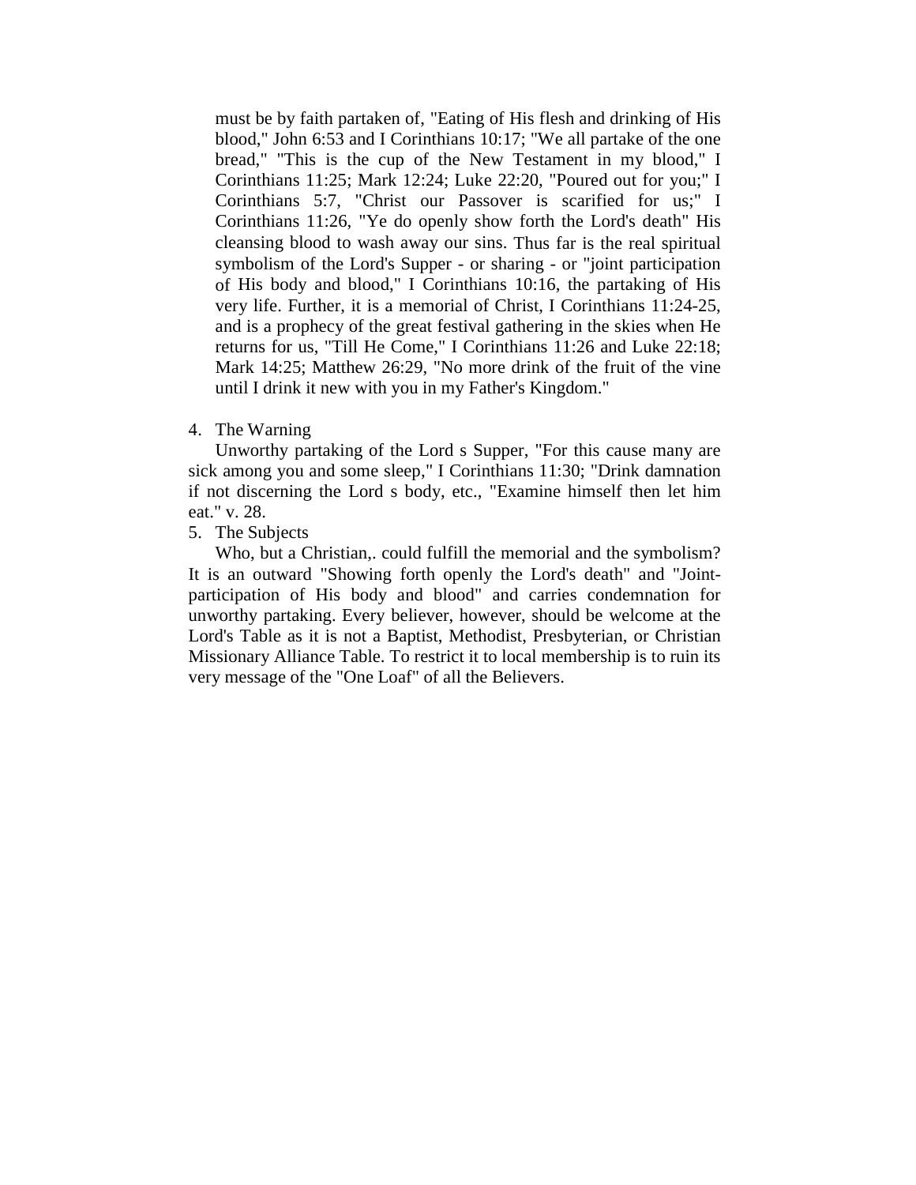must be by faith partaken of, "Eating of His flesh and drinking of His blood," John 6:53 and I Corinthians 10:17; "We all partake of the one bread," "This is the cup of the New Testament in my blood," I Corinthians 11:25; Mark 12:24; Luke 22:20, "Poured out for you;" I Corinthians 5:7, "Christ our Passover is scarified for us;" I Corinthians 11:26, "Ye do openly show forth the Lord's death" His cleansing blood to wash away our sins. Thus far is the real spiritual symbolism of the Lord's Supper - or sharing - or "joint participation of His body and blood," I Corinthians 10:16, the partaking of His very life. Further, it is a memorial of Christ, I Corinthians 11:24-25, and is a prophecy of the great festival gathering in the skies when He returns for us, "Till He Come," I Corinthians 11:26 and Luke 22:18; Mark 14:25; Matthew 26:29, "No more drink of the fruit of the vine until I drink it new with you in my Father's Kingdom."

4. The Warning

Unworthy partaking of the Lord s Supper, "For this cause many are sick among you and some sleep," I Corinthians 11:30; "Drink damnation if not discerning the Lord s body, etc., "Examine himself then let him eat." v. 28.

5. The Subjects

Who, but a Christian,. could fulfill the memorial and the symbolism? It is an outward "Showing forth openly the Lord's death" and "Joint-participation of His body and blood" and carries condemnation for unworthy partaking. Every believer, however, should be welcome at the Lord's Table as it is not a Baptist, Methodist, Presbyterian, or Christian Missionary Alliance Table. To restrict it to local membership is to ruin its very message of the "One Loaf" of all the Believers.